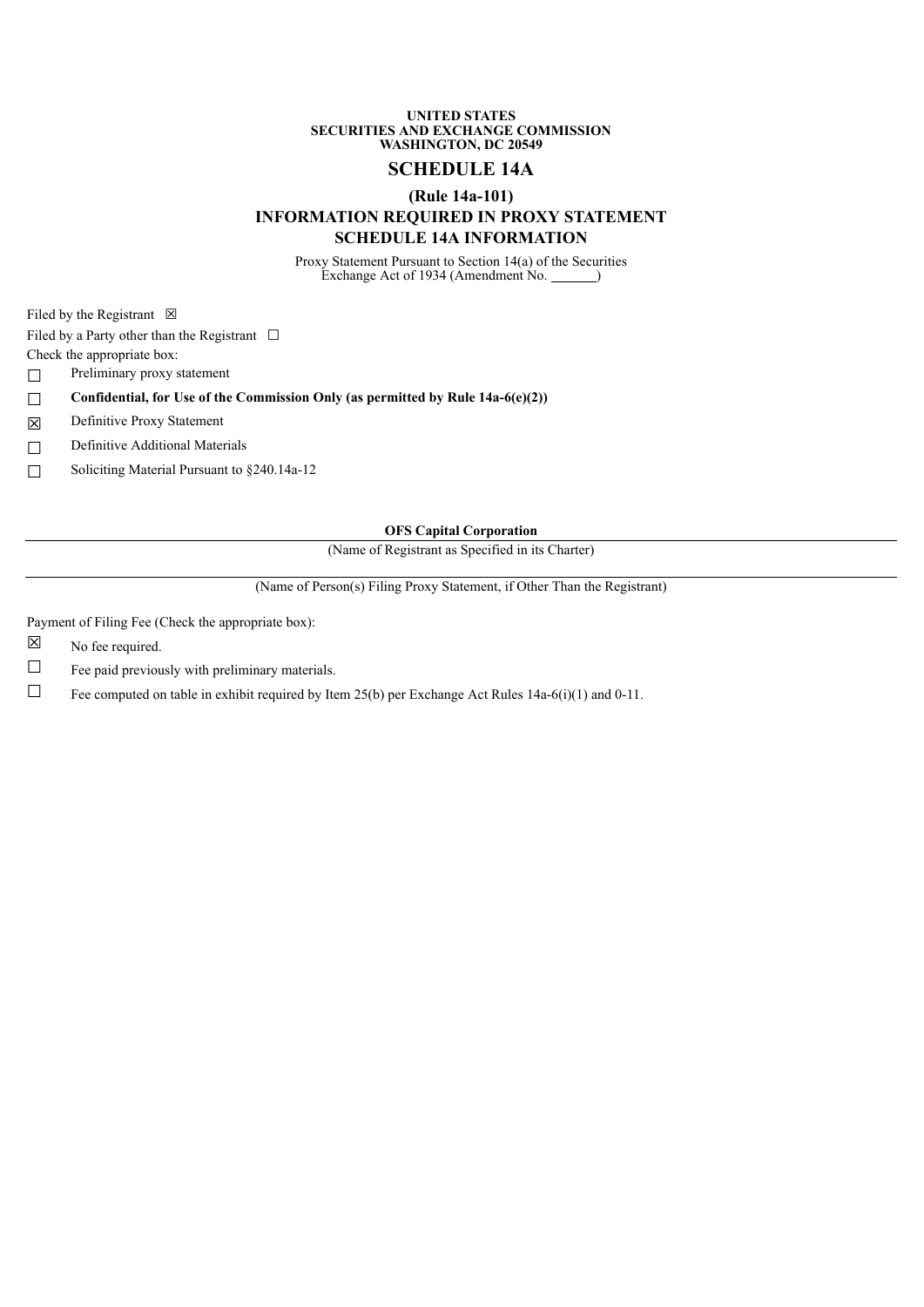**UNITED STATES**
**SECURITIES AND EXCHANGE COMMISSION**
**WASHINGTON, DC 20549**

# SCHEDULE 14A

## (Rule 14a-101)
## INFORMATION REQUIRED IN PROXY STATEMENT
## SCHEDULE 14A INFORMATION

Proxy Statement Pursuant to Section 14(a) of the Securities Exchange Act of 1934 (Amendment No. \_\_\_\_\_\_)

Filed by the Registrant ☒

Filed by a Party other than the Registrant ☐

Check the appropriate box:

☐ Preliminary proxy statement

☐ **Confidential, for Use of the Commission Only (as permitted by Rule 14a-6(e)(2))**

☒ Definitive Proxy Statement

☐ Definitive Additional Materials

☐ Soliciting Material Pursuant to §240.14a-12

**OFS Capital Corporation**

(Name of Registrant as Specified in its Charter)

(Name of Person(s) Filing Proxy Statement, if Other Than the Registrant)

Payment of Filing Fee (Check the appropriate box):

☒ No fee required.

☐ Fee paid previously with preliminary materials.

☐ Fee computed on table in exhibit required by Item 25(b) per Exchange Act Rules 14a-6(i)(1) and 0-11.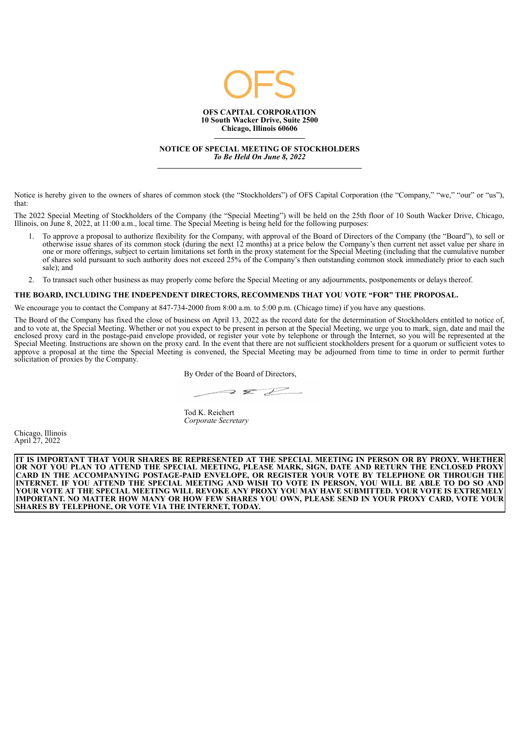OFS

**OFS CAPITAL CORPORATION**
**10 South Wacker Drive, Suite 2500**
**Chicago, Illinois 60606**

---

**NOTICE OF SPECIAL MEETING OF STOCKHOLDERS**
***To Be Held On June 8, 2022***

---

Notice is hereby given to the owners of shares of common stock (the "Stockholders") of OFS Capital Corporation (the "Company," "we," "our" or "us"), that:

The 2022 Special Meeting of Stockholders of the Company (the "Special Meeting") will be held on the 25th floor of 10 South Wacker Drive, Chicago, Illinois, on June 8, 2022, at 11:00 a.m., local time. The Special Meeting is being held for the following purposes:

1. To approve a proposal to authorize flexibility for the Company, with approval of the Board of Directors of the Company (the "Board"), to sell or otherwise issue shares of its common stock (during the next 12 months) at a price below the Company's then current net asset value per share in one or more offerings, subject to certain limitations set forth in the proxy statement for the Special Meeting (including that the cumulative number of shares sold pursuant to such authority does not exceed 25% of the Company's then outstanding common stock immediately prior to each such sale); and
2. To transact such other business as may properly come before the Special Meeting or any adjournments, postponements or delays thereof.

**THE BOARD, INCLUDING THE INDEPENDENT DIRECTORS, RECOMMENDS THAT YOU VOTE "FOR" THE PROPOSAL.**

We encourage you to contact the Company at 847-734-2000 from 8:00 a.m. to 5:00 p.m. (Chicago time) if you have any questions.

The Board of the Company has fixed the close of business on April 13, 2022 as the record date for the determination of Stockholders entitled to notice of, and to vote at, the Special Meeting. Whether or not you expect to be present in person at the Special Meeting, we urge you to mark, sign, date and mail the enclosed proxy card in the postage-paid envelope provided, or register your vote by telephone or through the Internet, so you will be represented at the Special Meeting. Instructions are shown on the proxy card. In the event that there are not sufficient stockholders present for a quorum or sufficient votes to approve a proposal at the time the Special Meeting is convened, the Special Meeting may be adjourned from time to time in order to permit further solicitation of proxies by the Company.

By Order of the Board of Directors,

Tod K. Reichert
*Corporate Secretary*

Chicago, Illinois
April 27, 2022

**IT IS IMPORTANT THAT YOUR SHARES BE REPRESENTED AT THE SPECIAL MEETING IN PERSON OR BY PROXY. WHETHER OR NOT YOU PLAN TO ATTEND THE SPECIAL MEETING, PLEASE MARK, SIGN, DATE AND RETURN THE ENCLOSED PROXY CARD IN THE ACCOMPANYING POSTAGE-PAID ENVELOPE, OR REGISTER YOUR VOTE BY TELEPHONE OR THROUGH THE INTERNET. IF YOU ATTEND THE SPECIAL MEETING AND WISH TO VOTE IN PERSON, YOU WILL BE ABLE TO DO SO AND YOUR VOTE AT THE SPECIAL MEETING WILL REVOKE ANY PROXY YOU MAY HAVE SUBMITTED. YOUR VOTE IS EXTREMELY IMPORTANT. NO MATTER HOW MANY OR HOW FEW SHARES YOU OWN, PLEASE SEND IN YOUR PROXY CARD, VOTE YOUR SHARES BY TELEPHONE, OR VOTE VIA THE INTERNET, TODAY.**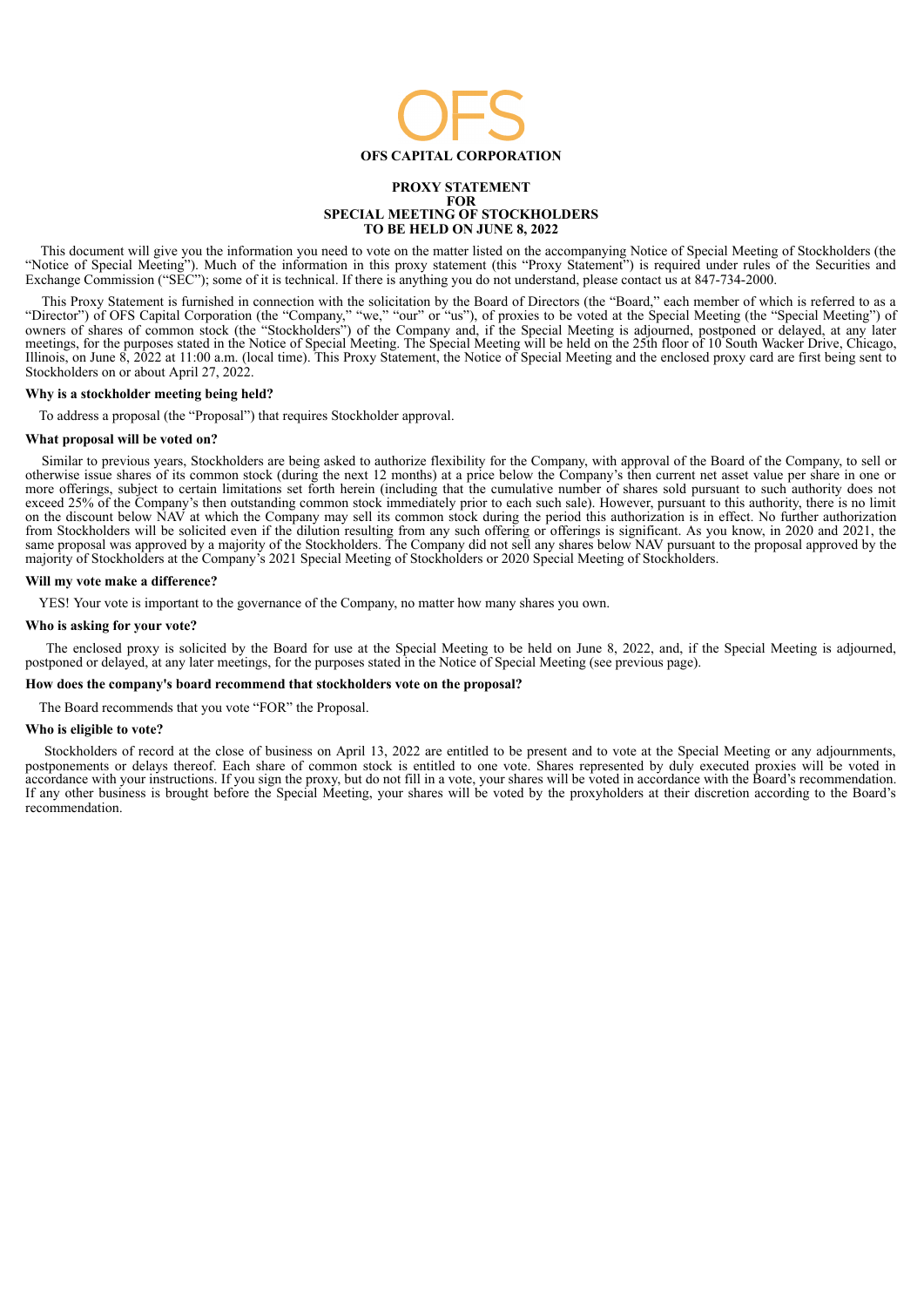OFS

**OFS CAPITAL CORPORATION**

**PROXY STATEMENT**
**FOR**
**SPECIAL MEETING OF STOCKHOLDERS**
**TO BE HELD ON JUNE 8, 2022**

This document will give you the information you need to vote on the matter listed on the accompanying Notice of Special Meeting of Stockholders (the "Notice of Special Meeting"). Much of the information in this proxy statement (this "Proxy Statement") is required under rules of the Securities and Exchange Commission ("SEC"); some of it is technical. If there is anything you do not understand, please contact us at 847-734-2000.

This Proxy Statement is furnished in connection with the solicitation by the Board of Directors (the "Board," each member of which is referred to as a "Director") of OFS Capital Corporation (the "Company," "we," "our" or "us"), of proxies to be voted at the Special Meeting (the "Special Meeting") of owners of shares of common stock (the "Stockholders") of the Company and, if the Special Meeting is adjourned, postponed or delayed, at any later meetings, for the purposes stated in the Notice of Special Meeting. The Special Meeting will be held on the 25th floor of 10 South Wacker Drive, Chicago, Illinois, on June 8, 2022 at 11:00 a.m. (local time). This Proxy Statement, the Notice of Special Meeting and the enclosed proxy card are first being sent to Stockholders on or about April 27, 2022.

**Why is a stockholder meeting being held?**

To address a proposal (the "Proposal") that requires Stockholder approval.

**What proposal will be voted on?**

Similar to previous years, Stockholders are being asked to authorize flexibility for the Company, with approval of the Board of the Company, to sell or otherwise issue shares of its common stock (during the next 12 months) at a price below the Company's then current net asset value per share in one or more offerings, subject to certain limitations set forth herein (including that the cumulative number of shares sold pursuant to such authority does not exceed 25% of the Company's then outstanding common stock immediately prior to each such sale). However, pursuant to this authority, there is no limit on the discount below NAV at which the Company may sell its common stock during the period this authorization is in effect. No further authorization from Stockholders will be solicited even if the dilution resulting from any such offering or offerings is significant. As you know, in 2020 and 2021, the same proposal was approved by a majority of the Stockholders. The Company did not sell any shares below NAV pursuant to the proposal approved by the majority of Stockholders at the Company's 2021 Special Meeting of Stockholders or 2020 Special Meeting of Stockholders.

**Will my vote make a difference?**

YES! Your vote is important to the governance of the Company, no matter how many shares you own.

**Who is asking for your vote?**

The enclosed proxy is solicited by the Board for use at the Special Meeting to be held on June 8, 2022, and, if the Special Meeting is adjourned, postponed or delayed, at any later meetings, for the purposes stated in the Notice of Special Meeting (see previous page).

**How does the company's board recommend that stockholders vote on the proposal?**

The Board recommends that you vote "FOR" the Proposal.

**Who is eligible to vote?**

Stockholders of record at the close of business on April 13, 2022 are entitled to be present and to vote at the Special Meeting or any adjournments, postponements or delays thereof. Each share of common stock is entitled to one vote. Shares represented by duly executed proxies will be voted in accordance with your instructions. If you sign the proxy, but do not fill in a vote, your shares will be voted in accordance with the Board's recommendation. If any other business is brought before the Special Meeting, your shares will be voted by the proxyholders at their discretion according to the Board's recommendation.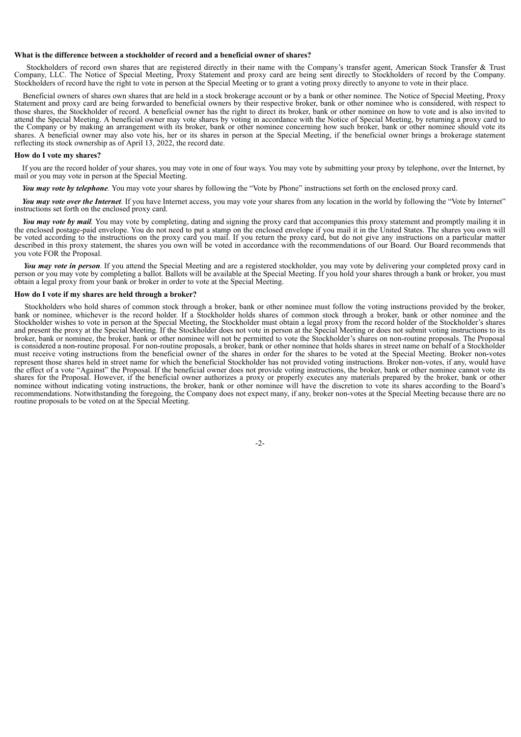**What is the difference between a stockholder of record and a beneficial owner of shares?**

Stockholders of record own shares that are registered directly in their name with the Company's transfer agent, American Stock Transfer & Trust Company, LLC. The Notice of Special Meeting, Proxy Statement and proxy card are being sent directly to Stockholders of record by the Company. Stockholders of record have the right to vote in person at the Special Meeting or to grant a voting proxy directly to anyone to vote in their place.

Beneficial owners of shares own shares that are held in a stock brokerage account or by a bank or other nominee. The Notice of Special Meeting, Proxy Statement and proxy card are being forwarded to beneficial owners by their respective broker, bank or other nominee who is considered, with respect to those shares, the Stockholder of record. A beneficial owner has the right to direct its broker, bank or other nominee on how to vote and is also invited to attend the Special Meeting. A beneficial owner may vote shares by voting in accordance with the Notice of Special Meeting, by returning a proxy card to the Company or by making an arrangement with its broker, bank or other nominee concerning how such broker, bank or other nominee should vote its shares. A beneficial owner may also vote his, her or its shares in person at the Special Meeting, if the beneficial owner brings a brokerage statement reflecting its stock ownership as of April 13, 2022, the record date.

**How do I vote my shares?**

If you are the record holder of your shares, you may vote in one of four ways. You may vote by submitting your proxy by telephone, over the Internet, by mail or you may vote in person at the Special Meeting.

***You may vote by telephone***. You may vote your shares by following the "Vote by Phone" instructions set forth on the enclosed proxy card.

***You may vote over the Internet***. If you have Internet access, you may vote your shares from any location in the world by following the "Vote by Internet" instructions set forth on the enclosed proxy card.

***You may vote by mail***. You may vote by completing, dating and signing the proxy card that accompanies this proxy statement and promptly mailing it in the enclosed postage-paid envelope. You do not need to put a stamp on the enclosed envelope if you mail it in the United States. The shares you own will be voted according to the instructions on the proxy card you mail. If you return the proxy card, but do not give any instructions on a particular matter described in this proxy statement, the shares you own will be voted in accordance with the recommendations of our Board. Our Board recommends that you vote FOR the Proposal.

***You may vote in person***. If you attend the Special Meeting and are a registered stockholder, you may vote by delivering your completed proxy card in person or you may vote by completing a ballot. Ballots will be available at the Special Meeting. If you hold your shares through a bank or broker, you must obtain a legal proxy from your bank or broker in order to vote at the Special Meeting.

**How do I vote if my shares are held through a broker?**

Stockholders who hold shares of common stock through a broker, bank or other nominee must follow the voting instructions provided by the broker, bank or nominee, whichever is the record holder. If a Stockholder holds shares of common stock through a broker, bank or other nominee and the Stockholder wishes to vote in person at the Special Meeting, the Stockholder must obtain a legal proxy from the record holder of the Stockholder's shares and present the proxy at the Special Meeting. If the Stockholder does not vote in person at the Special Meeting or does not submit voting instructions to its broker, bank or nominee, the broker, bank or other nominee will not be permitted to vote the Stockholder's shares on non-routine proposals. The Proposal is considered a non-routine proposal. For non-routine proposals, a broker, bank or other nominee that holds shares in street name on behalf of a Stockholder must receive voting instructions from the beneficial owner of the shares in order for the shares to be voted at the Special Meeting. Broker non-votes represent those shares held in street name for which the beneficial Stockholder has not provided voting instructions. Broker non-votes, if any, would have the effect of a vote "Against" the Proposal. If the beneficial owner does not provide voting instructions, the broker, bank or other nominee cannot vote its shares for the Proposal. However, if the beneficial owner authorizes a proxy or properly executes any materials prepared by the broker, bank or other nominee without indicating voting instructions, the broker, bank or other nominee will have the discretion to vote its shares according to the Board's recommendations. Notwithstanding the foregoing, the Company does not expect many, if any, broker non-votes at the Special Meeting because there are no routine proposals to be voted on at the Special Meeting.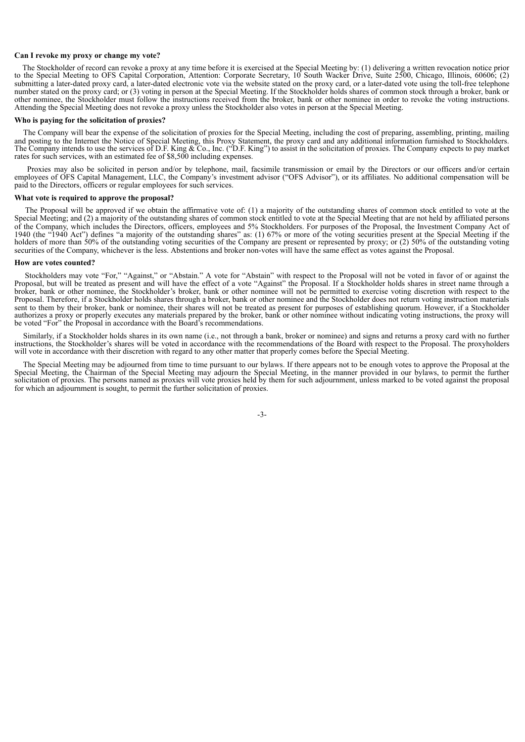**Can I revoke my proxy or change my vote?**

The Stockholder of record can revoke a proxy at any time before it is exercised at the Special Meeting by: (1) delivering a written revocation notice prior to the Special Meeting to OFS Capital Corporation, Attention: Corporate Secretary, 10 South Wacker Drive, Suite 2500, Chicago, Illinois, 60606; (2) submitting a later-dated proxy card, a later-dated electronic vote via the website stated on the proxy card, or a later-dated vote using the toll-free telephone number stated on the proxy card; or (3) voting in person at the Special Meeting. If the Stockholder holds shares of common stock through a broker, bank or other nominee, the Stockholder must follow the instructions received from the broker, bank or other nominee in order to revoke the voting instructions. Attending the Special Meeting does not revoke a proxy unless the Stockholder also votes in person at the Special Meeting.

**Who is paying for the solicitation of proxies?**

The Company will bear the expense of the solicitation of proxies for the Special Meeting, including the cost of preparing, assembling, printing, mailing and posting to the Internet the Notice of Special Meeting, this Proxy Statement, the proxy card and any additional information furnished to Stockholders. The Company intends to use the services of D.F. King & Co., Inc. ("D.F. King") to assist in the solicitation of proxies. The Company expects to pay market rates for such services, with an estimated fee of $8,500 including expenses.

Proxies may also be solicited in person and/or by telephone, mail, facsimile transmission or email by the Directors or our officers and/or certain employees of OFS Capital Management, LLC, the Company's investment advisor ("OFS Advisor"), or its affiliates. No additional compensation will be paid to the Directors, officers or regular employees for such services.

**What vote is required to approve the proposal?**

The Proposal will be approved if we obtain the affirmative vote of: (1) a majority of the outstanding shares of common stock entitled to vote at the Special Meeting; and (2) a majority of the outstanding shares of common stock entitled to vote at the Special Meeting that are not held by affiliated persons of the Company, which includes the Directors, officers, employees and 5% Stockholders. For purposes of the Proposal, the Investment Company Act of 1940 (the "1940 Act") defines "a majority of the outstanding shares" as: (1) 67% or more of the voting securities present at the Special Meeting if the holders of more than 50% of the outstanding voting securities of the Company are present or represented by proxy; or (2) 50% of the outstanding voting securities of the Company, whichever is the less. Abstentions and broker non-votes will have the same effect as votes against the Proposal.

**How are votes counted?**

Stockholders may vote "For," "Against," or "Abstain." A vote for "Abstain" with respect to the Proposal will not be voted in favor of or against the Proposal, but will be treated as present and will have the effect of a vote "Against" the Proposal. If a Stockholder holds shares in street name through a broker, bank or other nominee, the Stockholder's broker, bank or other nominee will not be permitted to exercise voting discretion with respect to the Proposal. Therefore, if a Stockholder holds shares through a broker, bank or other nominee and the Stockholder does not return voting instruction materials sent to them by their broker, bank or nominee, their shares will not be treated as present for purposes of establishing quorum. However, if a Stockholder authorizes a proxy or properly executes any materials prepared by the broker, bank or other nominee without indicating voting instructions, the proxy will be voted "For" the Proposal in accordance with the Board's recommendations.

Similarly, if a Stockholder holds shares in its own name (i.e., not through a bank, broker or nominee) and signs and returns a proxy card with no further instructions, the Stockholder's shares will be voted in accordance with the recommendations of the Board with respect to the Proposal. The proxyholders will vote in accordance with their discretion with regard to any other matter that properly comes before the Special Meeting.

The Special Meeting may be adjourned from time to time pursuant to our bylaws. If there appears not to be enough votes to approve the Proposal at the Special Meeting, the Chairman of the Special Meeting may adjourn the Special Meeting, in the manner provided in our bylaws, to permit the further solicitation of proxies. The persons named as proxies will vote proxies held by them for such adjournment, unless marked to be voted against the proposal for which an adjournment is sought, to permit the further solicitation of proxies.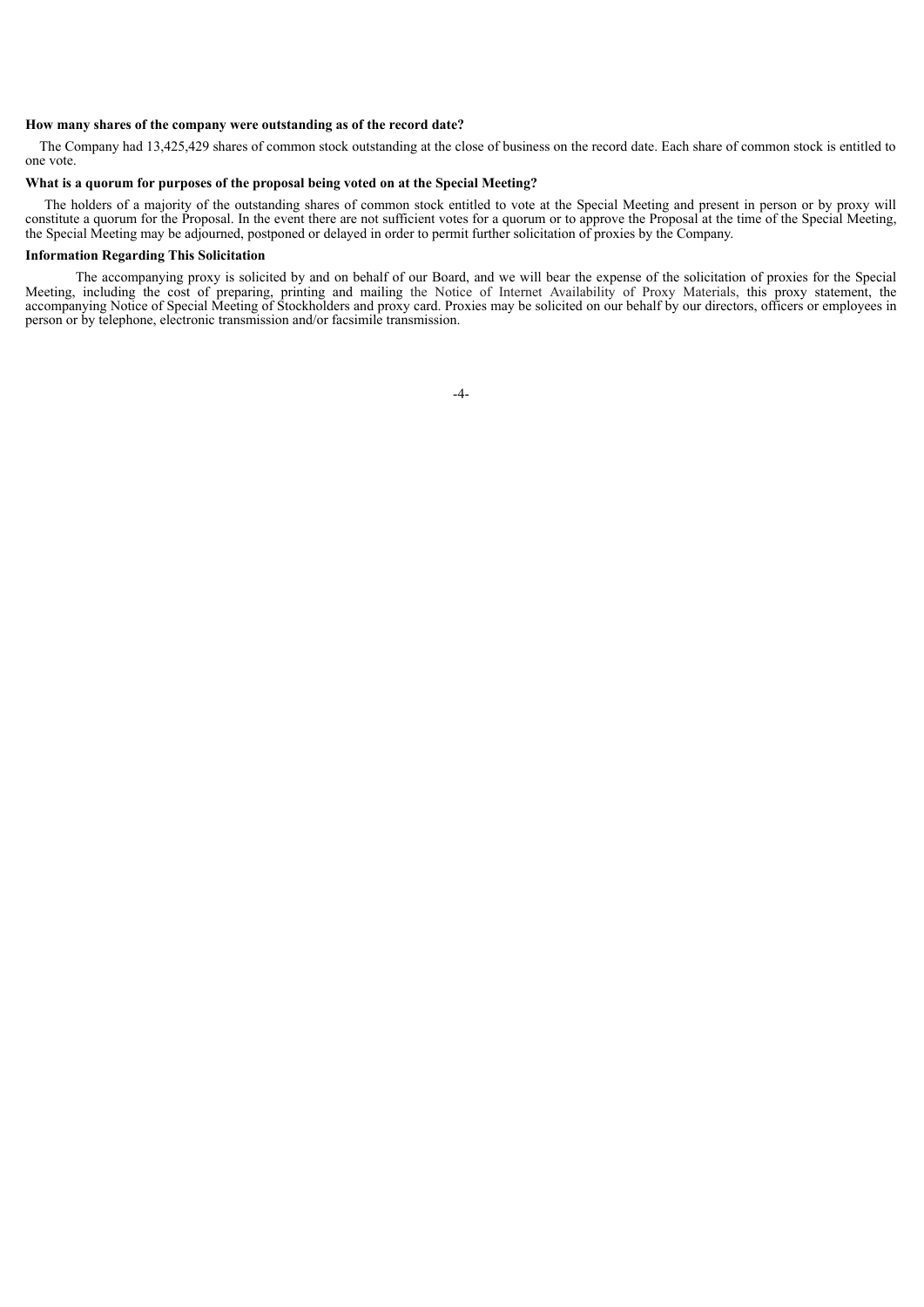**How many shares of the company were outstanding as of the record date?**

The Company had 13,425,429 shares of common stock outstanding at the close of business on the record date. Each share of common stock is entitled to one vote.

**What is a quorum for purposes of the proposal being voted on at the Special Meeting?**

The holders of a majority of the outstanding shares of common stock entitled to vote at the Special Meeting and present in person or by proxy will constitute a quorum for the Proposal. In the event there are not sufficient votes for a quorum or to approve the Proposal at the time of the Special Meeting, the Special Meeting may be adjourned, postponed or delayed in order to permit further solicitation of proxies by the Company.

**Information Regarding This Solicitation**

The accompanying proxy is solicited by and on behalf of our Board, and we will bear the expense of the solicitation of proxies for the Special Meeting, including the cost of preparing, printing and mailing the Notice of Internet Availability of Proxy Materials, this proxy statement, the accompanying Notice of Special Meeting of Stockholders and proxy card. Proxies may be solicited on our behalf by our directors, officers or employees in person or by telephone, electronic transmission and/or facsimile transmission.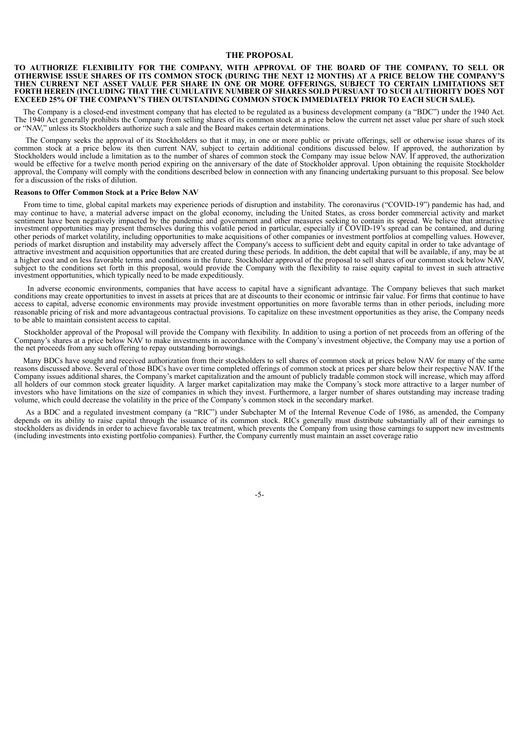## THE PROPOSAL

**TO AUTHORIZE FLEXIBILITY FOR THE COMPANY, WITH APPROVAL OF THE BOARD OF THE COMPANY, TO SELL OR OTHERWISE ISSUE SHARES OF ITS COMMON STOCK (DURING THE NEXT 12 MONTHS) AT A PRICE BELOW THE COMPANY'S THEN CURRENT NET ASSET VALUE PER SHARE IN ONE OR MORE OFFERINGS, SUBJECT TO CERTAIN LIMITATIONS SET FORTH HEREIN (INCLUDING THAT THE CUMULATIVE NUMBER OF SHARES SOLD PURSUANT TO SUCH AUTHORITY DOES NOT EXCEED 25% OF THE COMPANY'S THEN OUTSTANDING COMMON STOCK IMMEDIATELY PRIOR TO EACH SUCH SALE).**

The Company is a closed-end investment company that has elected to be regulated as a business development company (a "BDC") under the 1940 Act. The 1940 Act generally prohibits the Company from selling shares of its common stock at a price below the current net asset value per share of such stock or "NAV," unless its Stockholders authorize such a sale and the Board makes certain determinations.

The Company seeks the approval of its Stockholders so that it may, in one or more public or private offerings, sell or otherwise issue shares of its common stock at a price below its then current NAV, subject to certain additional conditions discussed below. If approved, the authorization by Stockholders would include a limitation as to the number of shares of common stock the Company may issue below NAV. If approved, the authorization would be effective for a twelve month period expiring on the anniversary of the date of Stockholder approval. Upon obtaining the requisite Stockholder approval, the Company will comply with the conditions described below in connection with any financing undertaking pursuant to this proposal. See below for a discussion of the risks of dilution.

### Reasons to Offer Common Stock at a Price Below NAV

From time to time, global capital markets may experience periods of disruption and instability. The coronavirus ("COVID-19") pandemic has had, and may continue to have, a material adverse impact on the global economy, including the United States, as cross border commercial activity and market sentiment have been negatively impacted by the pandemic and government and other measures seeking to contain its spread. We believe that attractive investment opportunities may present themselves during this volatile period in particular, especially if COVID-19's spread can be contained, and during other periods of market volatility, including opportunities to make acquisitions of other companies or investment portfolios at compelling values. However, periods of market disruption and instability may adversely affect the Company's access to sufficient debt and equity capital in order to take advantage of attractive investment and acquisition opportunities that are created during these periods. In addition, the debt capital that will be available, if any, may be at a higher cost and on less favorable terms and conditions in the future. Stockholder approval of the proposal to sell shares of our common stock below NAV, subject to the conditions set forth in this proposal, would provide the Company with the flexibility to raise equity capital to invest in such attractive investment opportunities, which typically need to be made expeditiously.

In adverse economic environments, companies that have access to capital have a significant advantage. The Company believes that such market conditions may create opportunities to invest in assets at prices that are at discounts to their economic or intrinsic fair value. For firms that continue to have access to capital, adverse economic environments may provide investment opportunities on more favorable terms than in other periods, including more reasonable pricing of risk and more advantageous contractual provisions. To capitalize on these investment opportunities as they arise, the Company needs to be able to maintain consistent access to capital.

Stockholder approval of the Proposal will provide the Company with flexibility. In addition to using a portion of net proceeds from an offering of the Company's shares at a price below NAV to make investments in accordance with the Company's investment objective, the Company may use a portion of the net proceeds from any such offering to repay outstanding borrowings.

Many BDCs have sought and received authorization from their stockholders to sell shares of common stock at prices below NAV for many of the same reasons discussed above. Several of those BDCs have over time completed offerings of common stock at prices per share below their respective NAV. If the Company issues additional shares, the Company's market capitalization and the amount of publicly tradable common stock will increase, which may afford all holders of our common stock greater liquidity. A larger market capitalization may make the Company's stock more attractive to a larger number of investors who have limitations on the size of companies in which they invest. Furthermore, a larger number of shares outstanding may increase trading volume, which could decrease the volatility in the price of the Company's common stock in the secondary market.

As a BDC and a regulated investment company (a "RIC") under Subchapter M of the Internal Revenue Code of 1986, as amended, the Company depends on its ability to raise capital through the issuance of its common stock. RICs generally must distribute substantially all of their earnings to stockholders as dividends in order to achieve favorable tax treatment, which prevents the Company from using those earnings to support new investments (including investments into existing portfolio companies). Further, the Company currently must maintain an asset coverage ratio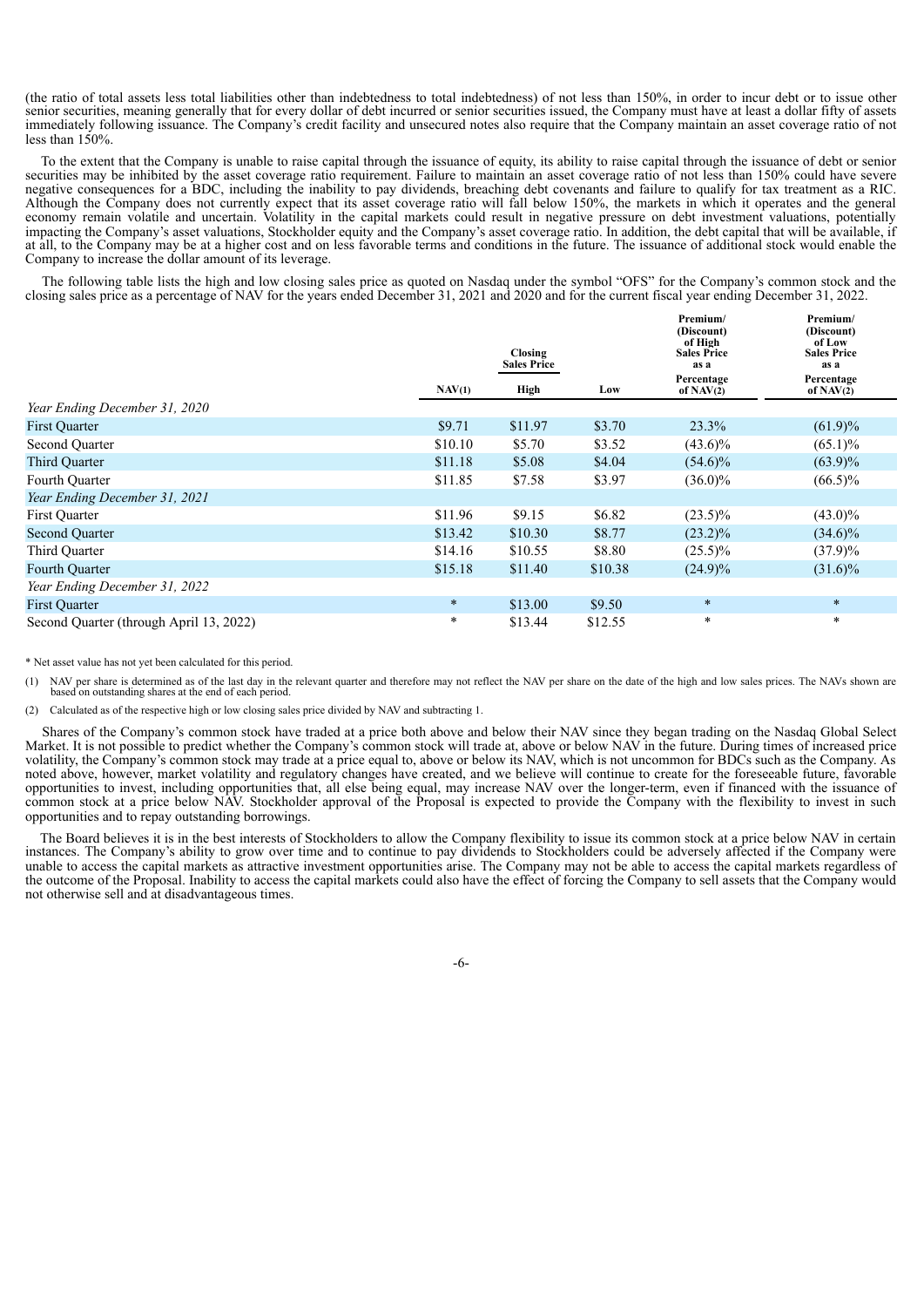(the ratio of total assets less total liabilities other than indebtedness to total indebtedness) of not less than 150%, in order to incur debt or to issue other senior securities, meaning generally that for every dollar of debt incurred or senior securities issued, the Company must have at least a dollar fifty of assets immediately following issuance. The Company's credit facility and unsecured notes also require that the Company maintain an asset coverage ratio of not less than 150%.

To the extent that the Company is unable to raise capital through the issuance of equity, its ability to raise capital through the issuance of debt or senior securities may be inhibited by the asset coverage ratio requirement. Failure to maintain an asset coverage ratio of not less than 150% could have severe negative consequences for a BDC, including the inability to pay dividends, breaching debt covenants and failure to qualify for tax treatment as a RIC. Although the Company does not currently expect that its asset coverage ratio will fall below 150%, the markets in which it operates and the general economy remain volatile and uncertain. Volatility in the capital markets could result in negative pressure on debt investment valuations, potentially impacting the Company's asset valuations, Stockholder equity and the Company's asset coverage ratio. In addition, the debt capital that will be available, if at all, to the Company may be at a higher cost and on less favorable terms and conditions in the future. The issuance of additional stock would enable the Company to increase the dollar amount of its leverage.

The following table lists the high and low closing sales price as quoted on Nasdaq under the symbol "OFS" for the Company's common stock and the closing sales price as a percentage of NAV for the years ended December 31, 2021 and 2020 and for the current fiscal year ending December 31, 2022.

| | NAV(1) | Closing Sales Price High | Closing Sales Price Low | Premium/ (Discount) of High Sales Price as a Percentage of NAV(2) | Premium/ (Discount) of Low Sales Price as a Percentage of NAV(2) |
|---|---|---|---|---|---|
| *Year Ending December 31, 2020* | | | | | |
| First Quarter | $9.71 | $11.97 | $3.70 | 23.3% | (61.9)% |
| Second Quarter | $10.10 | $5.70 | $3.52 | (43.6)% | (65.1)% |
| Third Quarter | $11.18 | $5.08 | $4.04 | (54.6)% | (63.9)% |
| Fourth Quarter | $11.85 | $7.58 | $3.97 | (36.0)% | (66.5)% |
| *Year Ending December 31, 2021* | | | | | |
| First Quarter | $11.96 | $9.15 | $6.82 | (23.5)% | (43.0)% |
| Second Quarter | $13.42 | $10.30 | $8.77 | (23.2)% | (34.6)% |
| Third Quarter | $14.16 | $10.55 | $8.80 | (25.5)% | (37.9)% |
| Fourth Quarter | $15.18 | $11.40 | $10.38 | (24.9)% | (31.6)% |
| *Year Ending December 31, 2022* | | | | | |
| First Quarter | * | $13.00 | $9.50 | * | * |
| Second Quarter (through April 13, 2022) | * | $13.44 | $12.55 | * | * |

* Net asset value has not yet been calculated for this period.

(1) NAV per share is determined as of the last day in the relevant quarter and therefore may not reflect the NAV per share on the date of the high and low sales prices. The NAVs shown are based on outstanding shares at the end of each period.

(2) Calculated as of the respective high or low closing sales price divided by NAV and subtracting 1.

Shares of the Company's common stock have traded at a price both above and below their NAV since they began trading on the Nasdaq Global Select Market. It is not possible to predict whether the Company's common stock will trade at, above or below NAV in the future. During times of increased price volatility, the Company's common stock may trade at a price equal to, above or below its NAV, which is not uncommon for BDCs such as the Company. As noted above, however, market volatility and regulatory changes have created, and we believe will continue to create for the foreseeable future, favorable opportunities to invest, including opportunities that, all else being equal, may increase NAV over the longer-term, even if financed with the issuance of common stock at a price below NAV. Stockholder approval of the Proposal is expected to provide the Company with the flexibility to invest in such opportunities and to repay outstanding borrowings.

The Board believes it is in the best interests of Stockholders to allow the Company flexibility to issue its common stock at a price below NAV in certain instances. The Company's ability to grow over time and to continue to pay dividends to Stockholders could be adversely affected if the Company were unable to access the capital markets as attractive investment opportunities arise. The Company may not be able to access the capital markets regardless of the outcome of the Proposal. Inability to access the capital markets could also have the effect of forcing the Company to sell assets that the Company would not otherwise sell and at disadvantageous times.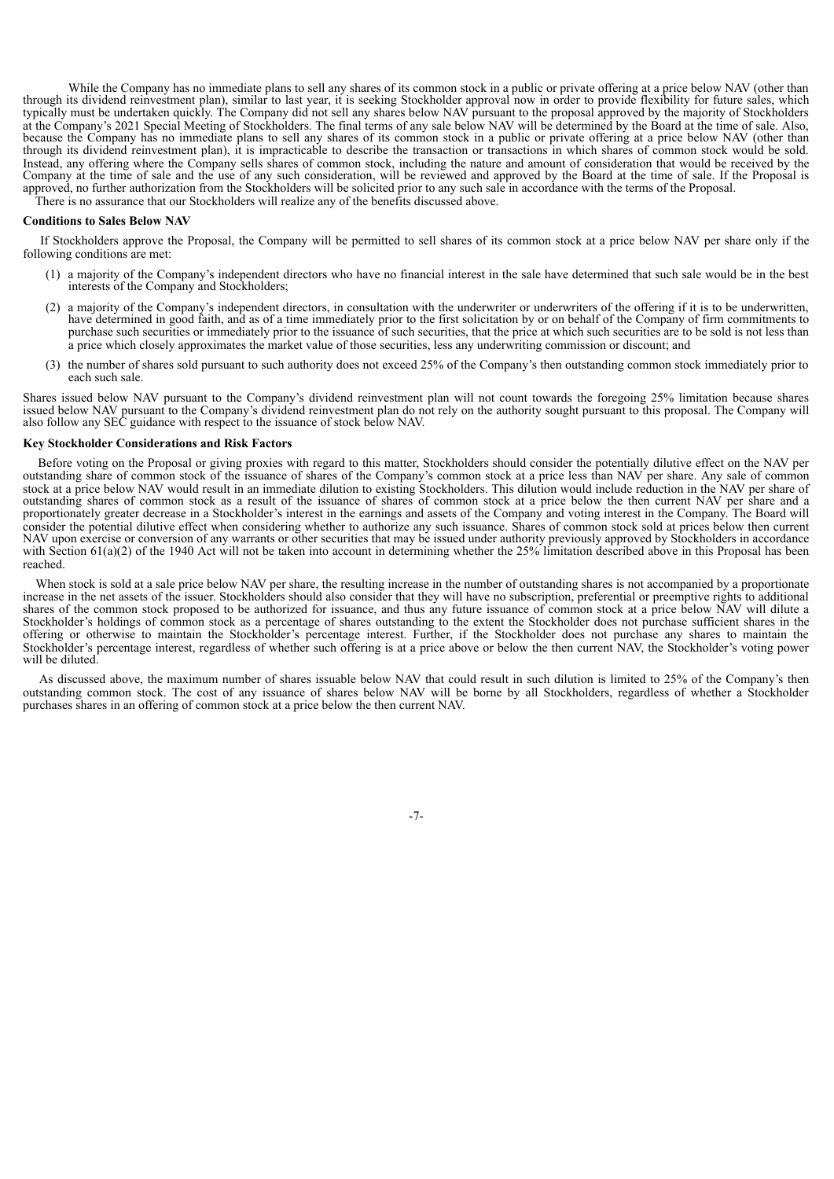While the Company has no immediate plans to sell any shares of its common stock in a public or private offering at a price below NAV (other than through its dividend reinvestment plan), similar to last year, it is seeking Stockholder approval now in order to provide flexibility for future sales, which typically must be undertaken quickly. The Company did not sell any shares below NAV pursuant to the proposal approved by the majority of Stockholders at the Company's 2021 Special Meeting of Stockholders. The final terms of any sale below NAV will be determined by the Board at the time of sale. Also, because the Company has no immediate plans to sell any shares of its common stock in a public or private offering at a price below NAV (other than through its dividend reinvestment plan), it is impracticable to describe the transaction or transactions in which shares of common stock would be sold. Instead, any offering where the Company sells shares of common stock, including the nature and amount of consideration that would be received by the Company at the time of sale and the use of any such consideration, will be reviewed and approved by the Board at the time of sale. If the Proposal is approved, no further authorization from the Stockholders will be solicited prior to any such sale in accordance with the terms of the Proposal.

There is no assurance that our Stockholders will realize any of the benefits discussed above.

**Conditions to Sales Below NAV**

If Stockholders approve the Proposal, the Company will be permitted to sell shares of its common stock at a price below NAV per share only if the following conditions are met:

(1) a majority of the Company's independent directors who have no financial interest in the sale have determined that such sale would be in the best interests of the Company and Stockholders;

(2) a majority of the Company's independent directors, in consultation with the underwriter or underwriters of the offering if it is to be underwritten, have determined in good faith, and as of a time immediately prior to the first solicitation by or on behalf of the Company of firm commitments to purchase such securities or immediately prior to the issuance of such securities, that the price at which such securities are to be sold is not less than a price which closely approximates the market value of those securities, less any underwriting commission or discount; and

(3) the number of shares sold pursuant to such authority does not exceed 25% of the Company's then outstanding common stock immediately prior to each such sale.

Shares issued below NAV pursuant to the Company's dividend reinvestment plan will not count towards the foregoing 25% limitation because shares issued below NAV pursuant to the Company's dividend reinvestment plan do not rely on the authority sought pursuant to this proposal. The Company will also follow any SEC guidance with respect to the issuance of stock below NAV.

**Key Stockholder Considerations and Risk Factors**

Before voting on the Proposal or giving proxies with regard to this matter, Stockholders should consider the potentially dilutive effect on the NAV per outstanding share of common stock of the issuance of shares of the Company's common stock at a price less than NAV per share. Any sale of common stock at a price below NAV would result in an immediate dilution to existing Stockholders. This dilution would include reduction in the NAV per share of outstanding shares of common stock as a result of the issuance of shares of common stock at a price below the then current NAV per share and a proportionately greater decrease in a Stockholder's interest in the earnings and assets of the Company and voting interest in the Company. The Board will consider the potential dilutive effect when considering whether to authorize any such issuance. Shares of common stock sold at prices below then current NAV upon exercise or conversion of any warrants or other securities that may be issued under authority previously approved by Stockholders in accordance with Section 61(a)(2) of the 1940 Act will not be taken into account in determining whether the 25% limitation described above in this Proposal has been reached.

When stock is sold at a sale price below NAV per share, the resulting increase in the number of outstanding shares is not accompanied by a proportionate increase in the net assets of the issuer. Stockholders should also consider that they will have no subscription, preferential or preemptive rights to additional shares of the common stock proposed to be authorized for issuance, and thus any future issuance of common stock at a price below NAV will dilute a Stockholder's holdings of common stock as a percentage of shares outstanding to the extent the Stockholder does not purchase sufficient shares in the offering or otherwise to maintain the Stockholder's percentage interest. Further, if the Stockholder does not purchase any shares to maintain the Stockholder's percentage interest, regardless of whether such offering is at a price above or below the then current NAV, the Stockholder's voting power will be diluted.

As discussed above, the maximum number of shares issuable below NAV that could result in such dilution is limited to 25% of the Company's then outstanding common stock. The cost of any issuance of shares below NAV will be borne by all Stockholders, regardless of whether a Stockholder purchases shares in an offering of common stock at a price below the then current NAV.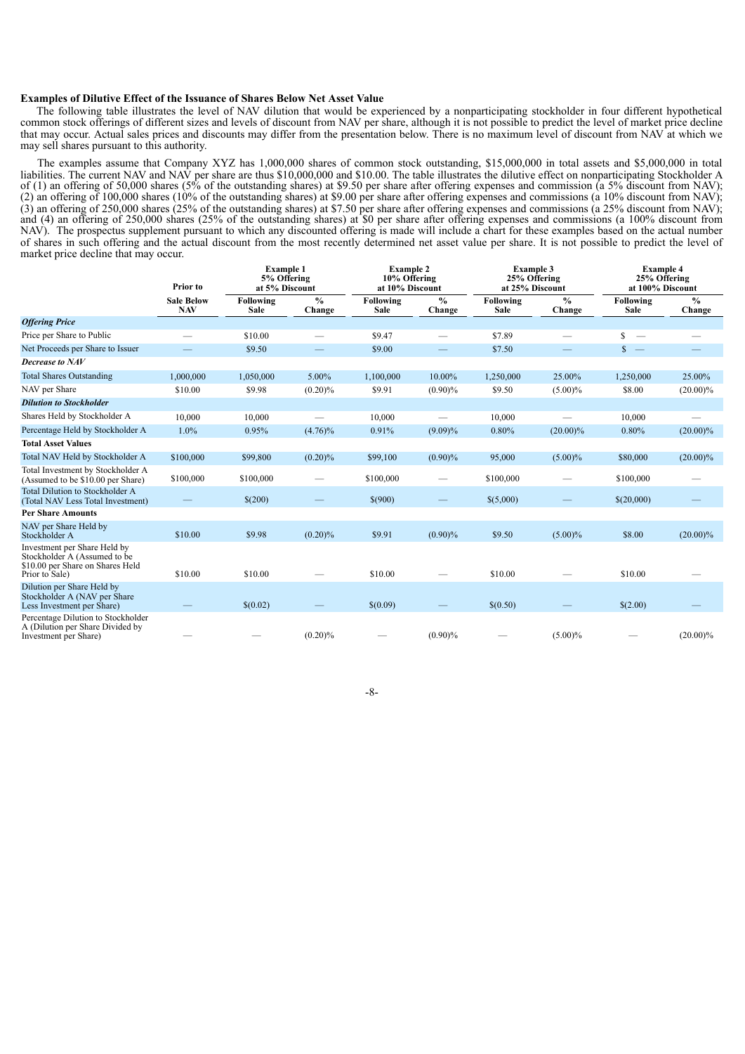**Examples of Dilutive Effect of the Issuance of Shares Below Net Asset Value**

The following table illustrates the level of NAV dilution that would be experienced by a nonparticipating stockholder in four different hypothetical common stock offerings of different sizes and levels of discount from NAV per share, although it is not possible to predict the level of market price decline that may occur. Actual sales prices and discounts may differ from the presentation below. There is no maximum level of discount from NAV at which we may sell shares pursuant to this authority.

The examples assume that Company XYZ has 1,000,000 shares of common stock outstanding, $15,000,000 in total assets and $5,000,000 in total liabilities. The current NAV and NAV per share are thus $10,000,000 and $10.00. The table illustrates the dilutive effect on nonparticipating Stockholder A of (1) an offering of 50,000 shares (5% of the outstanding shares) at $9.50 per share after offering expenses and commission (a 5% discount from NAV); (2) an offering of 100,000 shares (10% of the outstanding shares) at $9.00 per share after offering expenses and commissions (a 10% discount from NAV); (3) an offering of 250,000 shares (25% of the outstanding shares) at $7.50 per share after offering expenses and commissions (a 25% discount from NAV); and (4) an offering of 250,000 shares (25% of the outstanding shares) at $0 per share after offering expenses and commissions (a 100% discount from NAV). The prospectus supplement pursuant to which any discounted offering is made will include a chart for these examples based on the actual number of shares in such offering and the actual discount from the most recently determined net asset value per share. It is not possible to predict the level of market price decline that may occur.

| | Prior to | Example 1 5% Offering at 5% Discount | | Example 2 10% Offering at 10% Discount | | Example 3 25% Offering at 25% Discount | | Example 4 25% Offering at 100% Discount | |
|---|---|---|---|---|---|---|---|---|---|
| | Sale Below NAV | Following Sale | % Change | Following Sale | % Change | Following Sale | % Change | Following Sale | % Change |
| ***Offering Price*** | | | | | | | | | |
| Price per Share to Public | — | $10.00 | — | $9.47 | — | $7.89 | — | $ — | — |
| Net Proceeds per Share to Issuer | — | $9.50 | — | $9.00 | — | $7.50 | — | $ — | — |
| ***Decrease to NAV*** | | | | | | | | | |
| Total Shares Outstanding | 1,000,000 | 1,050,000 | 5.00% | 1,100,000 | 10.00% | 1,250,000 | 25.00% | 1,250,000 | 25.00% |
| NAV per Share | $10.00 | $9.98 | (0.20)% | $9.91 | (0.90)% | $9.50 | (5.00)% | $8.00 | (20.00)% |
| ***Dilution to Stockholder*** | | | | | | | | | |
| Shares Held by Stockholder A | 10,000 | 10,000 | — | 10,000 | — | 10,000 | — | 10,000 | — |
| Percentage Held by Stockholder A | 1.0% | 0.95% | (4.76)% | 0.91% | (9.09)% | 0.80% | (20.00)% | 0.80% | (20.00)% |
| **Total Asset Values** | | | | | | | | | |
| Total NAV Held by Stockholder A | $100,000 | $99,800 | (0.20)% | $99,100 | (0.90)% | 95,000 | (5.00)% | $80,000 | (20.00)% |
| Total Investment by Stockholder A (Assumed to be $10.00 per Share) | $100,000 | $100,000 | — | $100,000 | — | $100,000 | — | $100,000 | — |
| Total Dilution to Stockholder A (Total NAV Less Total Investment) | — | $(200) | — | $(900) | — | $(5,000) | — | $(20,000) | — |
| **Per Share Amounts** | | | | | | | | | |
| NAV per Share Held by Stockholder A | $10.00 | $9.98 | (0.20)% | $9.91 | (0.90)% | $9.50 | (5.00)% | $8.00 | (20.00)% |
| Investment per Share Held by Stockholder A (Assumed to be $10.00 per Share on Shares Held Prior to Sale) | $10.00 | $10.00 | — | $10.00 | — | $10.00 | — | $10.00 | — |
| Dilution per Share Held by Stockholder A (NAV per Share Less Investment per Share) | — | $(0.02) | — | $(0.09) | — | $(0.50) | — | $(2.00) | — |
| Percentage Dilution to Stockholder A (Dilution per Share Divided by Investment per Share) | — | — | (0.20)% | — | (0.90)% | — | (5.00)% | — | (20.00)% |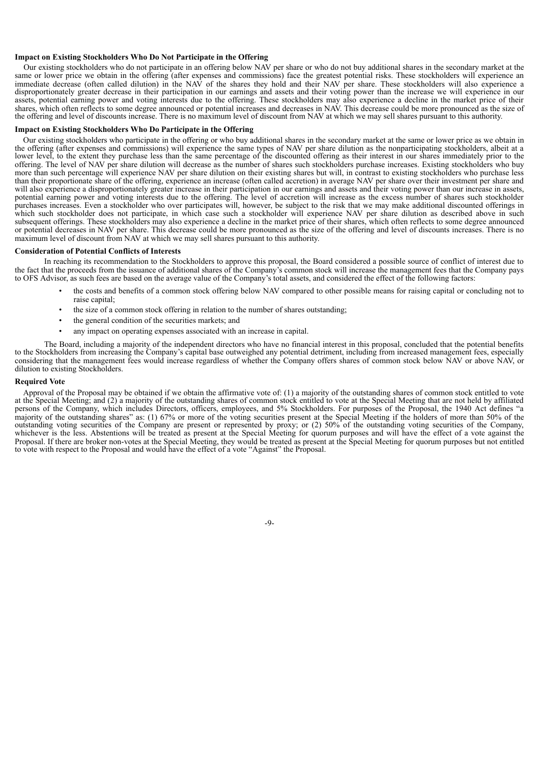**Impact on Existing Stockholders Who Do Not Participate in the Offering**

Our existing stockholders who do not participate in an offering below NAV per share or who do not buy additional shares in the secondary market at the same or lower price we obtain in the offering (after expenses and commissions) face the greatest potential risks. These stockholders will experience an immediate decrease (often called dilution) in the NAV of the shares they hold and their NAV per share. These stockholders will also experience a disproportionately greater decrease in their participation in our earnings and assets and their voting power than the increase we will experience in our assets, potential earning power and voting interests due to the offering. These stockholders may also experience a decline in the market price of their shares, which often reflects to some degree announced or potential increases and decreases in NAV. This decrease could be more pronounced as the size of the offering and level of discounts increase. There is no maximum level of discount from NAV at which we may sell shares pursuant to this authority.

**Impact on Existing Stockholders Who Do Participate in the Offering**

Our existing stockholders who participate in the offering or who buy additional shares in the secondary market at the same or lower price as we obtain in the offering (after expenses and commissions) will experience the same types of NAV per share dilution as the nonparticipating stockholders, albeit at a lower level, to the extent they purchase less than the same percentage of the discounted offering as their interest in our shares immediately prior to the offering. The level of NAV per share dilution will decrease as the number of shares such stockholders purchase increases. Existing stockholders who buy more than such percentage will experience NAV per share dilution on their existing shares but will, in contrast to existing stockholders who purchase less than their proportionate share of the offering, experience an increase (often called accretion) in average NAV per share over their investment per share and will also experience a disproportionately greater increase in their participation in our earnings and assets and their voting power than our increase in assets, potential earning power and voting interests due to the offering. The level of accretion will increase as the excess number of shares such stockholder purchases increases. Even a stockholder who over participates will, however, be subject to the risk that we may make additional discounted offerings in which such stockholder does not participate, in which case such a stockholder will experience NAV per share dilution as described above in such subsequent offerings. These stockholders may also experience a decline in the market price of their shares, which often reflects to some degree announced or potential decreases in NAV per share. This decrease could be more pronounced as the size of the offering and level of discounts increases. There is no maximum level of discount from NAV at which we may sell shares pursuant to this authority.

**Consideration of Potential Conflicts of Interests**

In reaching its recommendation to the Stockholders to approve this proposal, the Board considered a possible source of conflict of interest due to the fact that the proceeds from the issuance of additional shares of the Company's common stock will increase the management fees that the Company pays to OFS Advisor, as such fees are based on the average value of the Company's total assets, and considered the effect of the following factors:

- the costs and benefits of a common stock offering below NAV compared to other possible means for raising capital or concluding not to raise capital;
- the size of a common stock offering in relation to the number of shares outstanding;
- the general condition of the securities markets; and
- any impact on operating expenses associated with an increase in capital.

The Board, including a majority of the independent directors who have no financial interest in this proposal, concluded that the potential benefits to the Stockholders from increasing the Company's capital base outweighed any potential detriment, including from increased management fees, especially considering that the management fees would increase regardless of whether the Company offers shares of common stock below NAV or above NAV, or dilution to existing Stockholders.

**Required Vote**

Approval of the Proposal may be obtained if we obtain the affirmative vote of: (1) a majority of the outstanding shares of common stock entitled to vote at the Special Meeting; and (2) a majority of the outstanding shares of common stock entitled to vote at the Special Meeting that are not held by affiliated persons of the Company, which includes Directors, officers, employees, and 5% Stockholders. For purposes of the Proposal, the 1940 Act defines "a majority of the outstanding shares" as: (1) 67% or more of the voting securities present at the Special Meeting if the holders of more than 50% of the outstanding voting securities of the Company are present or represented by proxy; or (2) 50% of the outstanding voting securities of the Company, whichever is the less. Abstentions will be treated as present at the Special Meeting for quorum purposes and will have the effect of a vote against the Proposal. If there are broker non-votes at the Special Meeting, they would be treated as present at the Special Meeting for quorum purposes but not entitled to vote with respect to the Proposal and would have the effect of a vote "Against" the Proposal.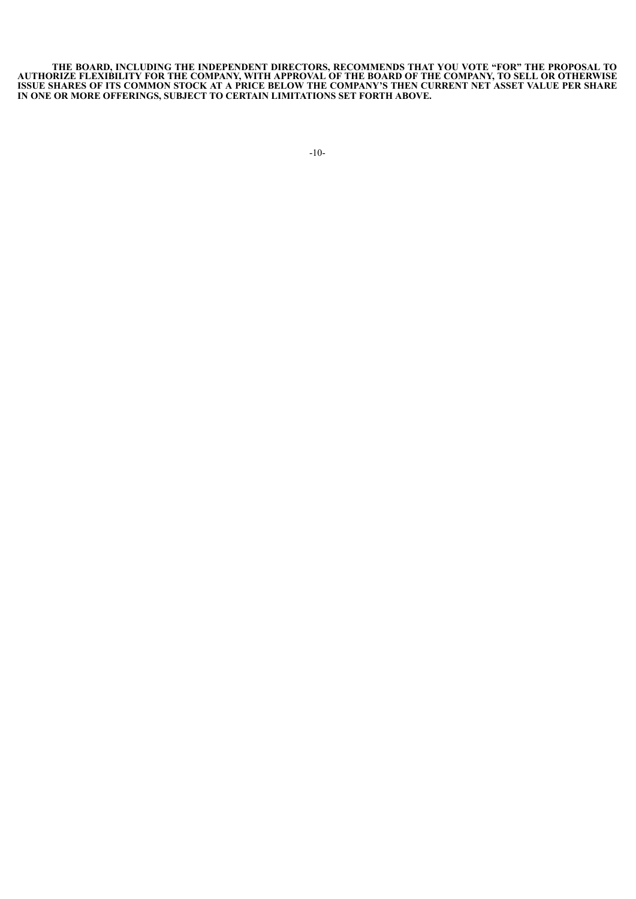**THE BOARD, INCLUDING THE INDEPENDENT DIRECTORS, RECOMMENDS THAT YOU VOTE "FOR" THE PROPOSAL TO AUTHORIZE FLEXIBILITY FOR THE COMPANY, WITH APPROVAL OF THE BOARD OF THE COMPANY, TO SELL OR OTHERWISE ISSUE SHARES OF ITS COMMON STOCK AT A PRICE BELOW THE COMPANY'S THEN CURRENT NET ASSET VALUE PER SHARE IN ONE OR MORE OFFERINGS, SUBJECT TO CERTAIN LIMITATIONS SET FORTH ABOVE.**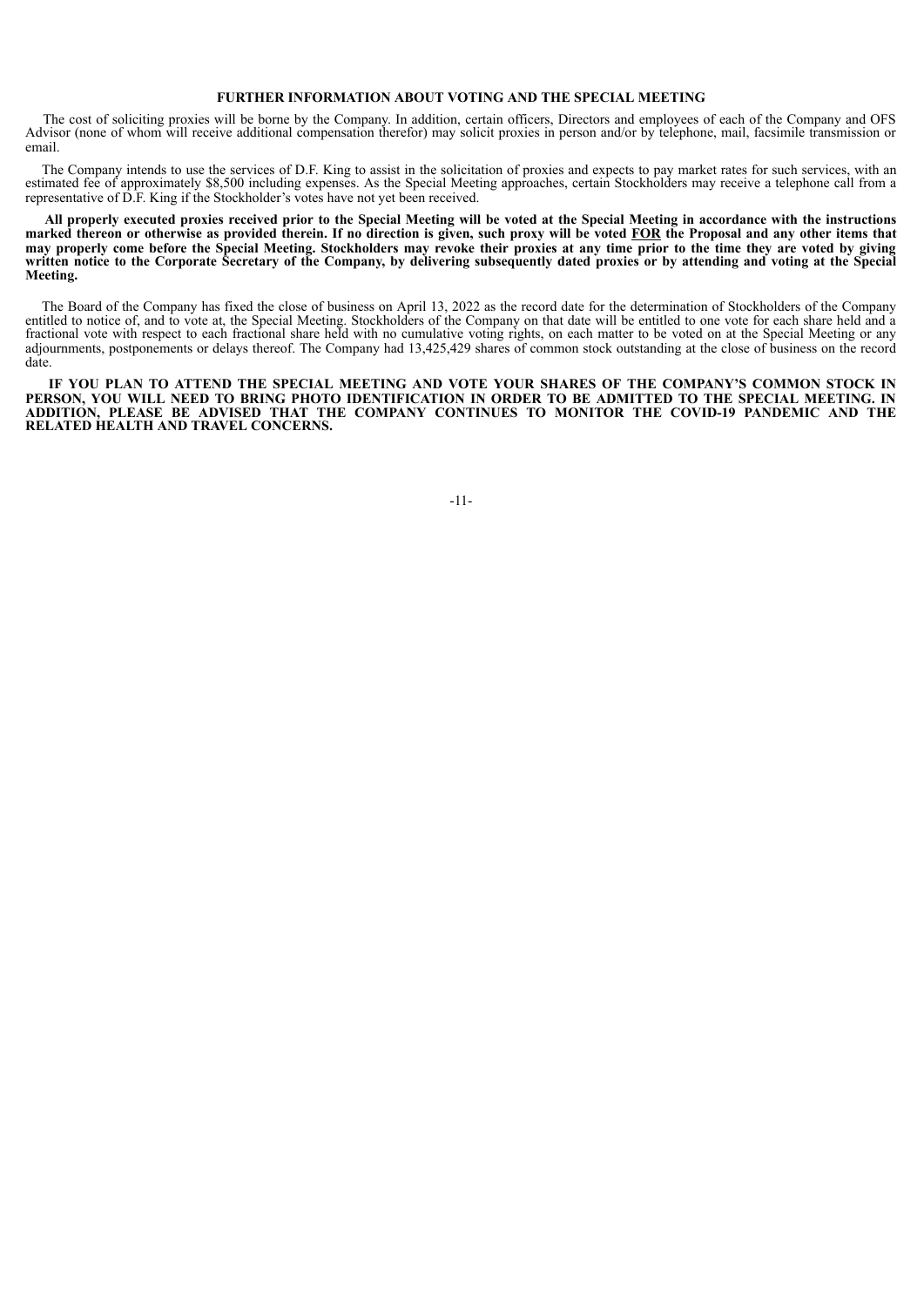## FURTHER INFORMATION ABOUT VOTING AND THE SPECIAL MEETING

The cost of soliciting proxies will be borne by the Company. In addition, certain officers, Directors and employees of each of the Company and OFS Advisor (none of whom will receive additional compensation therefor) may solicit proxies in person and/or by telephone, mail, facsimile transmission or email.

The Company intends to use the services of D.F. King to assist in the solicitation of proxies and expects to pay market rates for such services, with an estimated fee of approximately $8,500 including expenses. As the Special Meeting approaches, certain Stockholders may receive a telephone call from a representative of D.F. King if the Stockholder's votes have not yet been received.

**All properly executed proxies received prior to the Special Meeting will be voted at the Special Meeting in accordance with the instructions marked thereon or otherwise as provided therein. If no direction is given, such proxy will be voted FOR the Proposal and any other items that may properly come before the Special Meeting. Stockholders may revoke their proxies at any time prior to the time they are voted by giving written notice to the Corporate Secretary of the Company, by delivering subsequently dated proxies or by attending and voting at the Special Meeting.**

The Board of the Company has fixed the close of business on April 13, 2022 as the record date for the determination of Stockholders of the Company entitled to notice of, and to vote at, the Special Meeting. Stockholders of the Company on that date will be entitled to one vote for each share held and a fractional vote with respect to each fractional share held with no cumulative voting rights, on each matter to be voted on at the Special Meeting or any adjournments, postponements or delays thereof. The Company had 13,425,429 shares of common stock outstanding at the close of business on the record date.

**IF YOU PLAN TO ATTEND THE SPECIAL MEETING AND VOTE YOUR SHARES OF THE COMPANY'S COMMON STOCK IN PERSON, YOU WILL NEED TO BRING PHOTO IDENTIFICATION IN ORDER TO BE ADMITTED TO THE SPECIAL MEETING. IN ADDITION, PLEASE BE ADVISED THAT THE COMPANY CONTINUES TO MONITOR THE COVID-19 PANDEMIC AND THE RELATED HEALTH AND TRAVEL CONCERNS.**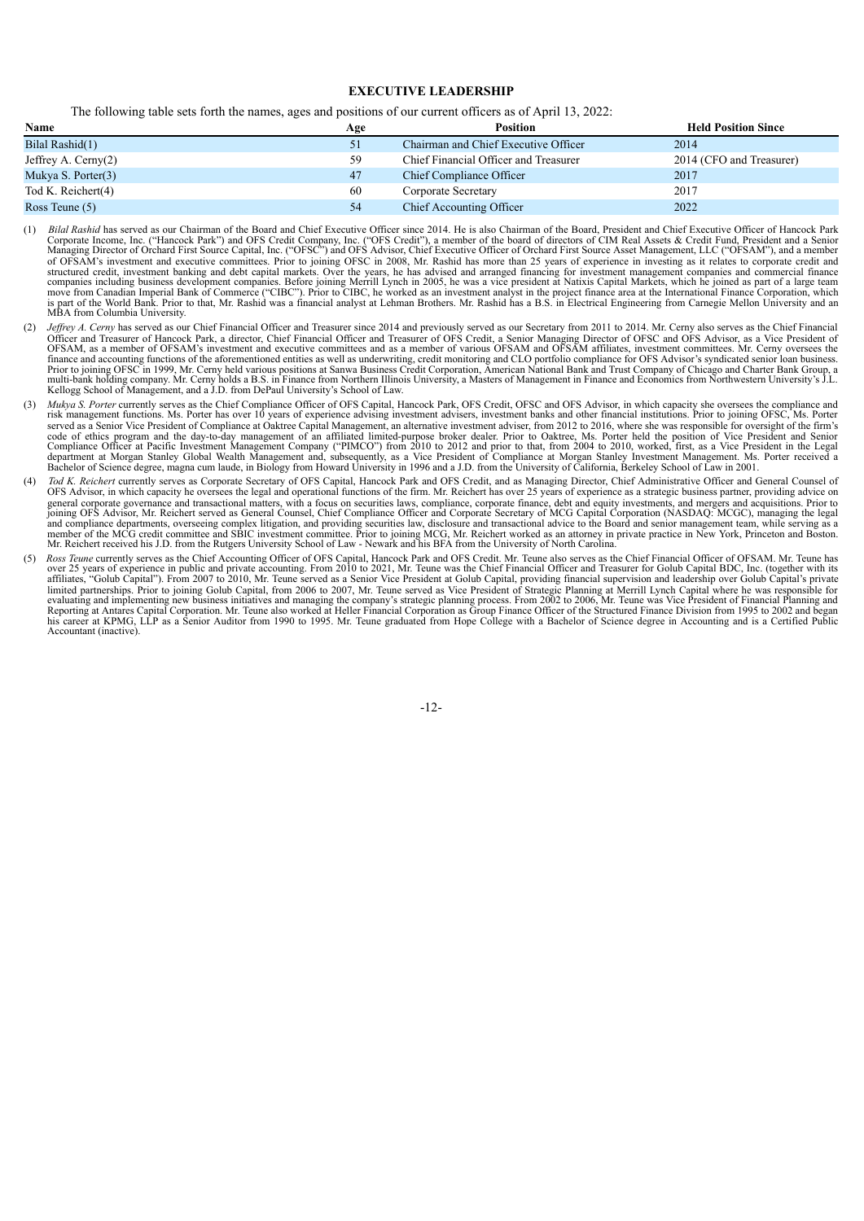## EXECUTIVE LEADERSHIP

The following table sets forth the names, ages and positions of our current officers as of April 13, 2022:

| Name | Age | Position | Held Position Since |
|---|---|---|---|
| Bilal Rashid(1) | 51 | Chairman and Chief Executive Officer | 2014 |
| Jeffrey A. Cerny(2) | 59 | Chief Financial Officer and Treasurer | 2014 (CFO and Treasurer) |
| Mukya S. Porter(3) | 47 | Chief Compliance Officer | 2017 |
| Tod K. Reichert(4) | 60 | Corporate Secretary | 2017 |
| Ross Teune (5) | 54 | Chief Accounting Officer | 2022 |

(1) *Bilal Rashid* has served as our Chairman of the Board and Chief Executive Officer since 2014. He is also Chairman of the Board, President and Chief Executive Officer of Hancock Park Corporate Income, Inc. ("Hancock Park") and OFS Credit Company, Inc. ("OFS Credit"), a member of the board of directors of CIM Real Assets & Credit Fund, President and a Senior Managing Director of Orchard First Source Capital, Inc. ("OFSC") and OFS Advisor, Chief Executive Officer of Orchard First Source Asset Management, LLC ("OFSAM"), and a member of OFSAM's investment and executive committees. Prior to joining OFSC in 2008, Mr. Rashid has more than 25 years of experience in investing as it relates to corporate credit and structured credit, investment banking and debt capital markets. Over the years, he has advised and arranged financing for investment management companies and commercial finance companies including business development companies. Before joining Merrill Lynch in 2005, he was a vice president at Natixis Capital Markets, which he joined as part of a large team move from Canadian Imperial Bank of Commerce ("CIBC"). Prior to CIBC, he worked as an investment analyst in the project finance area at the International Finance Corporation, which is part of the World Bank. Prior to that, Mr. Rashid was a financial analyst at Lehman Brothers. Mr. Rashid has a B.S. in Electrical Engineering from Carnegie Mellon University and an MBA from Columbia University.

(2) *Jeffrey A. Cerny* has served as our Chief Financial Officer and Treasurer since 2014 and previously served as our Secretary from 2011 to 2014. Mr. Cerny also serves as the Chief Financial Officer and Treasurer of Hancock Park, a director, Chief Financial Officer and Treasurer of OFS Credit, a Senior Managing Director of OFSC and OFS Advisor, as a Vice President of OFSAM, as a member of OFSAM's investment and executive committees and as a member of various OFSAM and OFSAM affiliates, investment committees. Mr. Cerny oversees the finance and accounting functions of the aforementioned entities as well as underwriting, credit monitoring and CLO portfolio compliance for OFS Advisor's syndicated senior loan business. Prior to joining OFSC in 1999, Mr. Cerny held various positions at Sanwa Business Credit Corporation, American National Bank and Trust Company of Chicago and Charter Bank Group, a multi-bank holding company. Mr. Cerny holds a B.S. in Finance from Northern Illinois University, a Masters of Management in Finance and Economics from Northwestern University's J.L. Kellogg School of Management, and a J.D. from DePaul University's School of Law.

(3) *Mukya S. Porter* currently serves as the Chief Compliance Officer of OFS Capital, Hancock Park, OFS Credit, OFSC and OFS Advisor, in which capacity she oversees the compliance and risk management functions. Ms. Porter has over 10 years of experience advising investment advisers, investment banks and other financial institutions. Prior to joining OFSC, Ms. Porter served as a Senior Vice President of Compliance at Oaktree Capital Management, an alternative investment adviser, from 2012 to 2016, where she was responsible for oversight of the firm's code of ethics program and the day-to-day management of an affiliated limited-purpose broker dealer. Prior to Oaktree, Ms. Porter held the position of Vice President and Senior Compliance Officer at Pacific Investment Management Company ("PIMCO") from 2010 to 2012 and prior to that, from 2004 to 2010, worked, first, as a Vice President in the Legal department at Morgan Stanley Global Wealth Management and, subsequently, as a Vice President of Compliance at Morgan Stanley Investment Management. Ms. Porter received a Bachelor of Science degree, magna cum laude, in Biology from Howard University in 1996 and a J.D. from the University of California, Berkeley School of Law in 2001.

(4) *Tod K. Reichert* currently serves as Corporate Secretary of OFS Capital, Hancock Park and OFS Credit, and as Managing Director, Chief Administrative Officer and General Counsel of OFS Advisor, in which capacity he oversees the legal and operational functions of the firm. Mr. Reichert has over 25 years of experience as a strategic business partner, providing advice on general corporate governance and transactional matters, with a focus on securities laws, compliance, corporate finance, debt and equity investments, and mergers and acquisitions. Prior to joining OFS Advisor, Mr. Reichert served as General Counsel, Chief Compliance Officer and Corporate Secretary of MCG Capital Corporation (NASDAQ: MCGC), managing the legal and compliance departments, overseeing complex litigation, and providing securities law, disclosure and transactional advice to the Board and senior management team, while serving as a member of the MCG credit committee and SBIC investment committee. Prior to joining MCG, Mr. Reichert worked as an attorney in private practice in New York, Princeton and Boston. Mr. Reichert received his J.D. from the Rutgers University School of Law - Newark and his BFA from the University of North Carolina.

(5) *Ross Teune* currently serves as the Chief Accounting Officer of OFS Capital, Hancock Park and OFS Credit. Mr. Teune also serves as the Chief Financial Officer of OFSAM. Mr. Teune has over 25 years of experience in public and private accounting. From 2010 to 2021, Mr. Teune was the Chief Financial Officer and Treasurer for Golub Capital BDC, Inc. (together with its affiliates, "Golub Capital"). From 2007 to 2010, Mr. Teune served as a Senior Vice President at Golub Capital, providing financial supervision and leadership over Golub Capital's private limited partnerships. Prior to joining Golub Capital, from 2006 to 2007, Mr. Teune served as Vice President of Strategic Planning at Merrill Lynch Capital where he was responsible for evaluating and implementing new business initiatives and managing the company's strategic planning process. From 2002 to 2006, Mr. Teune was Vice President of Financial Planning and Reporting at Antares Capital Corporation. Mr. Teune also worked at Heller Financial Corporation as Group Finance Officer of the Structured Finance Division from 1995 to 2002 and began his career at KPMG, LLP as a Senior Auditor from 1990 to 1995. Mr. Teune graduated from Hope College with a Bachelor of Science degree in Accounting and is a Certified Public Accountant (inactive).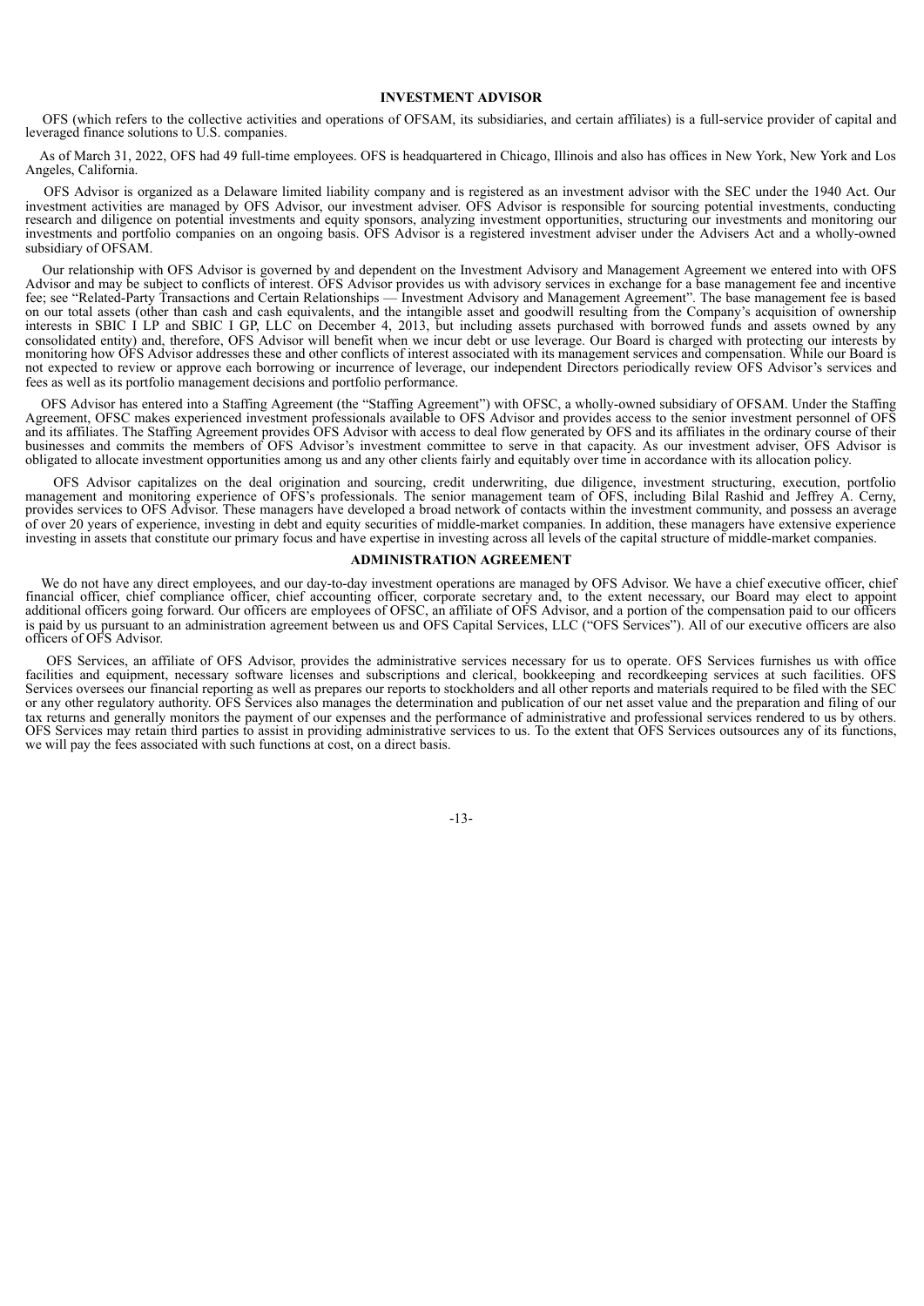## INVESTMENT ADVISOR

OFS (which refers to the collective activities and operations of OFSAM, its subsidiaries, and certain affiliates) is a full-service provider of capital and leveraged finance solutions to U.S. companies.

As of March 31, 2022, OFS had 49 full-time employees. OFS is headquartered in Chicago, Illinois and also has offices in New York, New York and Los Angeles, California.

OFS Advisor is organized as a Delaware limited liability company and is registered as an investment advisor with the SEC under the 1940 Act. Our investment activities are managed by OFS Advisor, our investment adviser. OFS Advisor is responsible for sourcing potential investments, conducting research and diligence on potential investments and equity sponsors, analyzing investment opportunities, structuring our investments and monitoring our investments and portfolio companies on an ongoing basis. OFS Advisor is a registered investment adviser under the Advisers Act and a wholly-owned subsidiary of OFSAM.

Our relationship with OFS Advisor is governed by and dependent on the Investment Advisory and Management Agreement we entered into with OFS Advisor and may be subject to conflicts of interest. OFS Advisor provides us with advisory services in exchange for a base management fee and incentive fee; see "Related-Party Transactions and Certain Relationships — Investment Advisory and Management Agreement". The base management fee is based on our total assets (other than cash and cash equivalents, and the intangible asset and goodwill resulting from the Company's acquisition of ownership interests in SBIC I LP and SBIC I GP, LLC on December 4, 2013, but including assets purchased with borrowed funds and assets owned by any consolidated entity) and, therefore, OFS Advisor will benefit when we incur debt or use leverage. Our Board is charged with protecting our interests by monitoring how OFS Advisor addresses these and other conflicts of interest associated with its management services and compensation. While our Board is not expected to review or approve each borrowing or incurrence of leverage, our independent Directors periodically review OFS Advisor's services and fees as well as its portfolio management decisions and portfolio performance.

OFS Advisor has entered into a Staffing Agreement (the "Staffing Agreement") with OFSC, a wholly-owned subsidiary of OFSAM. Under the Staffing Agreement, OFSC makes experienced investment professionals available to OFS Advisor and provides access to the senior investment personnel of OFS and its affiliates. The Staffing Agreement provides OFS Advisor with access to deal flow generated by OFS and its affiliates in the ordinary course of their businesses and commits the members of OFS Advisor's investment committee to serve in that capacity. As our investment adviser, OFS Advisor is obligated to allocate investment opportunities among us and any other clients fairly and equitably over time in accordance with its allocation policy.

OFS Advisor capitalizes on the deal origination and sourcing, credit underwriting, due diligence, investment structuring, execution, portfolio management and monitoring experience of OFS's professionals. The senior management team of OFS, including Bilal Rashid and Jeffrey A. Cerny, provides services to OFS Advisor. These managers have developed a broad network of contacts within the investment community, and possess an average of over 20 years of experience, investing in debt and equity securities of middle-market companies. In addition, these managers have extensive experience investing in assets that constitute our primary focus and have expertise in investing across all levels of the capital structure of middle-market companies.

## ADMINISTRATION AGREEMENT

We do not have any direct employees, and our day-to-day investment operations are managed by OFS Advisor. We have a chief executive officer, chief financial officer, chief compliance officer, chief accounting officer, corporate secretary and, to the extent necessary, our Board may elect to appoint additional officers going forward. Our officers are employees of OFSC, an affiliate of OFS Advisor, and a portion of the compensation paid to our officers is paid by us pursuant to an administration agreement between us and OFS Capital Services, LLC ("OFS Services"). All of our executive officers are also officers of OFS Advisor.

OFS Services, an affiliate of OFS Advisor, provides the administrative services necessary for us to operate. OFS Services furnishes us with office facilities and equipment, necessary software licenses and subscriptions and clerical, bookkeeping and recordkeeping services at such facilities. OFS Services oversees our financial reporting as well as prepares our reports to stockholders and all other reports and materials required to be filed with the SEC or any other regulatory authority. OFS Services also manages the determination and publication of our net asset value and the preparation and filing of our tax returns and generally monitors the payment of our expenses and the performance of administrative and professional services rendered to us by others. OFS Services may retain third parties to assist in providing administrative services to us. To the extent that OFS Services outsources any of its functions, we will pay the fees associated with such functions at cost, on a direct basis.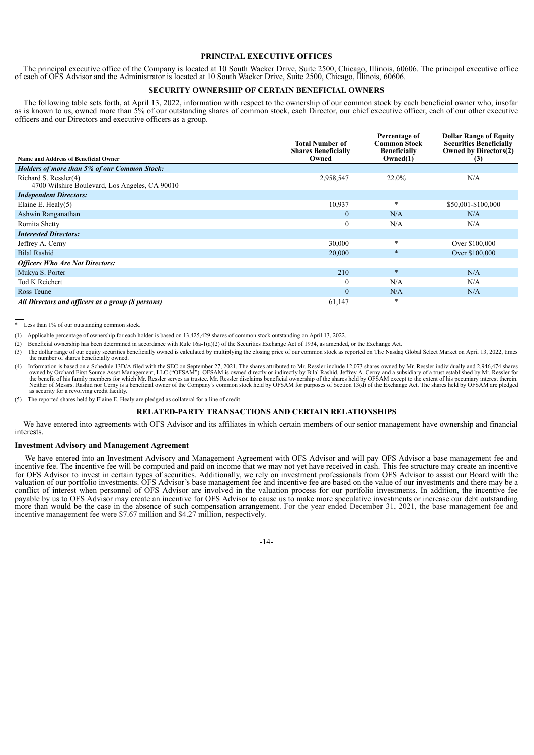## PRINCIPAL EXECUTIVE OFFICES

The principal executive office of the Company is located at 10 South Wacker Drive, Suite 2500, Chicago, Illinois, 60606. The principal executive office of each of OFS Advisor and the Administrator is located at 10 South Wacker Drive, Suite 2500, Chicago, Illinois, 60606.

## SECURITY OWNERSHIP OF CERTAIN BENEFICIAL OWNERS

The following table sets forth, at April 13, 2022, information with respect to the ownership of our common stock by each beneficial owner who, insofar as is known to us, owned more than 5% of our outstanding shares of common stock, each Director, our chief executive officer, each of our other executive officers and our Directors and executive officers as a group.

| Name and Address of Beneficial Owner | Total Number of Shares Beneficially Owned | Percentage of Common Stock Beneficially Owned(1) | Dollar Range of Equity Securities Beneficially Owned by Directors(2)(3) |
|---|---|---|---|
| ***Holders of more than 5% of our Common Stock:*** | | | |
| Richard S. Ressler(4) 4700 Wilshire Boulevard, Los Angeles, CA 90010 | 2,958,547 | 22.0% | N/A |
| ***Independent Directors:*** | | | |
| Elaine E. Healy(5) | 10,937 | * | $50,001-$100,000 |
| Ashwin Ranganathan | 0 | N/A | N/A |
| Romita Shetty | 0 | N/A | N/A |
| ***Interested Directors:*** | | | |
| Jeffrey A. Cerny | 30,000 | * | Over $100,000 |
| Bilal Rashid | 20,000 | * | Over $100,000 |
| ***Officers Who Are Not Directors:*** | | | |
| Mukya S. Porter | 210 | * | N/A |
| Tod K Reichert | 0 | N/A | N/A |
| Ross Teune | 0 | N/A | N/A |
| ***All Directors and officers as a group (8 persons)*** | 61,147 | * | |

\* Less than 1% of our outstanding common stock.

(1) Applicable percentage of ownership for each holder is based on 13,425,429 shares of common stock outstanding on April 13, 2022.

(2) Beneficial ownership has been determined in accordance with Rule 16a-1(a)(2) of the Securities Exchange Act of 1934, as amended, or the Exchange Act.

(3) The dollar range of our equity securities beneficially owned is calculated by multiplying the closing price of our common stock as reported on The Nasdaq Global Select Market on April 13, 2022, times the number of shares beneficially owned.

(4) Information is based on a Schedule 13D/A filed with the SEC on September 27, 2021. The shares attributed to Mr. Ressler include 12,073 shares owned by Mr. Ressler individually and 2,946,474 shares owned by Orchard First Source Asset Management, LLC ("OFSAM"). OFSAM is owned directly or indirectly by Bilal Rashid, Jeffrey A. Cerny and a subsidiary of a trust established by Mr. Ressler for the benefit of his family members for which Mr. Ressler serves as trustee. Mr. Ressler disclaims beneficial ownership of the shares held by OFSAM except to the extent of his pecuniary interest therein. Neither of Messrs. Rashid nor Cerny is a beneficial owner of the Company's common stock held by OFSAM for purposes of Section 13(d) of the Exchange Act. The shares held by OFSAM are pledged as security for a revolving credit facility.

(5) The reported shares held by Elaine E. Healy are pledged as collateral for a line of credit.

## RELATED-PARTY TRANSACTIONS AND CERTAIN RELATIONSHIPS

We have entered into agreements with OFS Advisor and its affiliates in which certain members of our senior management have ownership and financial interests.

### Investment Advisory and Management Agreement

We have entered into an Investment Advisory and Management Agreement with OFS Advisor and will pay OFS Advisor a base management fee and incentive fee. The incentive fee will be computed and paid on income that we may not yet have received in cash. This fee structure may create an incentive for OFS Advisor to invest in certain types of securities. Additionally, we rely on investment professionals from OFS Advisor to assist our Board with the valuation of our portfolio investments. OFS Advisor's base management fee and incentive fee are based on the value of our investments and there may be a conflict of interest when personnel of OFS Advisor are involved in the valuation process for our portfolio investments. In addition, the incentive fee payable by us to OFS Advisor may create an incentive for OFS Advisor to cause us to make more speculative investments or increase our debt outstanding more than would be the case in the absence of such compensation arrangement. For the year ended December 31, 2021, the base management fee and incentive management fee were $7.67 million and $4.27 million, respectively.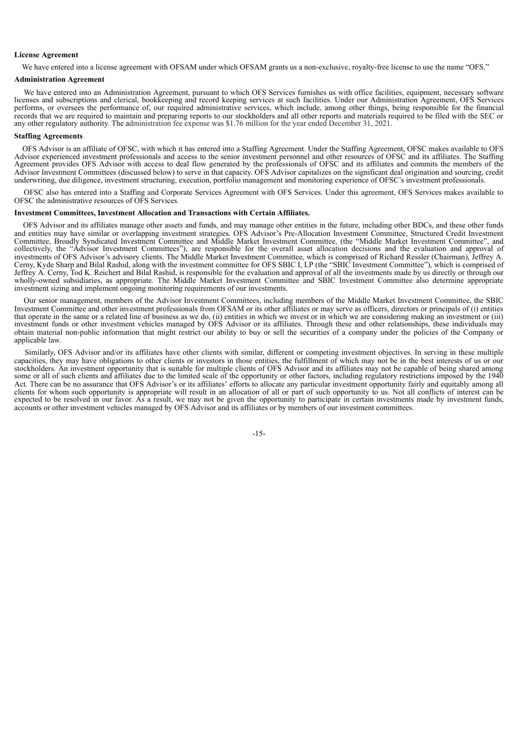**License Agreement**

We have entered into a license agreement with OFSAM under which OFSAM grants us a non-exclusive, royalty-free license to use the name "OFS."

**Administration Agreement**

We have entered into an Administration Agreement, pursuant to which OFS Services furnishes us with office facilities, equipment, necessary software licenses and subscriptions and clerical, bookkeeping and record keeping services at such facilities. Under our Administration Agreement, OFS Services performs, or oversees the performance of, our required administrative services, which include, among other things, being responsible for the financial records that we are required to maintain and preparing reports to our stockholders and all other reports and materials required to be filed with the SEC or any other regulatory authority. The administration fee expense was $1.76 million for the year ended December 31, 2021.

**Staffing Agreements**

OFS Advisor is an affiliate of OFSC, with which it has entered into a Staffing Agreement. Under the Staffing Agreement, OFSC makes available to OFS Advisor experienced investment professionals and access to the senior investment personnel and other resources of OFSC and its affiliates. The Staffing Agreement provides OFS Advisor with access to deal flow generated by the professionals of OFSC and its affiliates and commits the members of the Advisor Investment Committees (discussed below) to serve in that capacity. OFS Advisor capitalizes on the significant deal origination and sourcing, credit underwriting, due diligence, investment structuring, execution, portfolio management and monitoring experience of OFSC's investment professionals.

OFSC also has entered into a Staffing and Corporate Services Agreement with OFS Services. Under this agreement, OFS Services makes available to OFSC the administrative resources of OFS Services.

**Investment Committees, Investment Allocation and Transactions with Certain Affiliates.**

OFS Advisor and its affiliates manage other assets and funds, and may manage other entities in the future, including other BDCs, and these other funds and entities may have similar or overlapping investment strategies. OFS Advisor's Pre-Allocation Investment Committee, Structured Credit Investment Committee, Broadly Syndicated Investment Committee and Middle Market Investment Committee, (the "Middle Market Investment Committee", and collectively, the "Advisor Investment Committees"), are responsible for the overall asset allocation decisions and the evaluation and approval of investments of OFS Advisor's advisory clients. The Middle Market Investment Committee, which is comprised of Richard Ressler (Chairman), Jeffrey A. Cerny, Kyde Sharp and Bilal Rashid, along with the investment committee for OFS SBIC I, LP (the "SBIC Investment Committee"), which is comprised of Jeffrey A. Cerny, Tod K. Reichert and Bilal Rashid, is responsible for the evaluation and approval of all the investments made by us directly or through our wholly-owned subsidiaries, as appropriate. The Middle Market Investment Committee and SBIC Investment Committee also determine appropriate investment sizing and implement ongoing monitoring requirements of our investments.

Our senior management, members of the Advisor Investment Committees, including members of the Middle Market Investment Committee, the SBIC Investment Committee and other investment professionals from OFSAM or its other affiliates or may serve as officers, directors or principals of (i) entities that operate in the same or a related line of business as we do, (ii) entities in which we invest or in which we are considering making an investment or (iii) investment funds or other investment vehicles managed by OFS Advisor or its affiliates. Through these and other relationships, these individuals may obtain material non-public information that might restrict our ability to buy or sell the securities of a company under the policies of the Company or applicable law.

Similarly, OFS Advisor and/or its affiliates have other clients with similar, different or competing investment objectives. In serving in these multiple capacities, they may have obligations to other clients or investors in those entities, the fulfillment of which may not be in the best interests of us or our stockholders. An investment opportunity that is suitable for multiple clients of OFS Advisor and its affiliates may not be capable of being shared among some or all of such clients and affiliates due to the limited scale of the opportunity or other factors, including regulatory restrictions imposed by the 1940 Act. There can be no assurance that OFS Advisor's or its affiliates' efforts to allocate any particular investment opportunity fairly and equitably among all clients for whom such opportunity is appropriate will result in an allocation of all or part of such opportunity to us. Not all conflicts of interest can be expected to be resolved in our favor. As a result, we may not be given the opportunity to participate in certain investments made by investment funds, accounts or other investment vehicles managed by OFS Advisor and its affiliates or by members of our investment committees.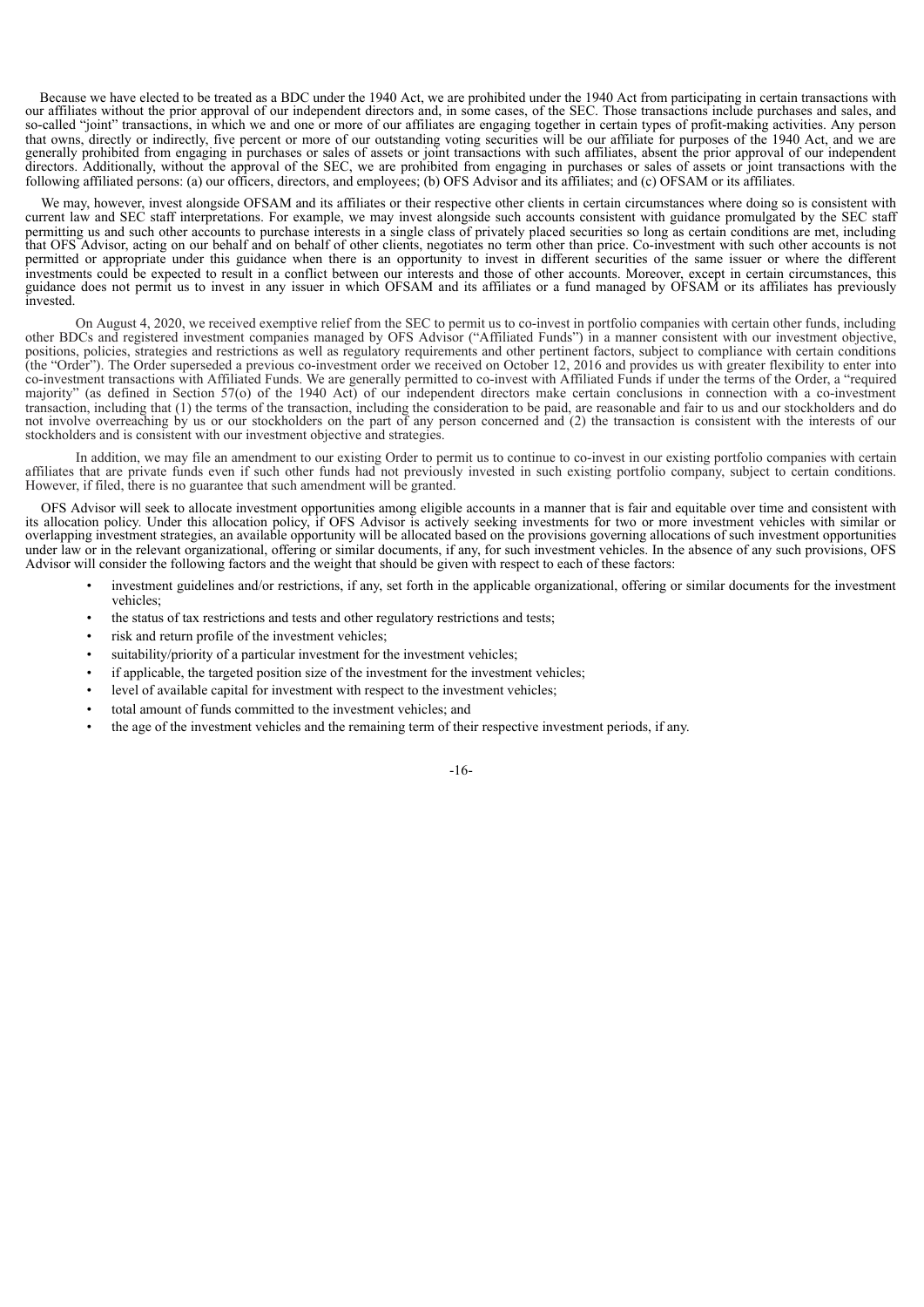Because we have elected to be treated as a BDC under the 1940 Act, we are prohibited under the 1940 Act from participating in certain transactions with our affiliates without the prior approval of our independent directors and, in some cases, of the SEC. Those transactions include purchases and sales, and so-called "joint" transactions, in which we and one or more of our affiliates are engaging together in certain types of profit-making activities. Any person that owns, directly or indirectly, five percent or more of our outstanding voting securities will be our affiliate for purposes of the 1940 Act, and we are generally prohibited from engaging in purchases or sales of assets or joint transactions with such affiliates, absent the prior approval of our independent directors. Additionally, without the approval of the SEC, we are prohibited from engaging in purchases or sales of assets or joint transactions with the following affiliated persons: (a) our officers, directors, and employees; (b) OFS Advisor and its affiliates; and (c) OFSAM or its affiliates.

We may, however, invest alongside OFSAM and its affiliates or their respective other clients in certain circumstances where doing so is consistent with current law and SEC staff interpretations. For example, we may invest alongside such accounts consistent with guidance promulgated by the SEC staff permitting us and such other accounts to purchase interests in a single class of privately placed securities so long as certain conditions are met, including that OFS Advisor, acting on our behalf and on behalf of other clients, negotiates no term other than price. Co-investment with such other accounts is not permitted or appropriate under this guidance when there is an opportunity to invest in different securities of the same issuer or where the different investments could be expected to result in a conflict between our interests and those of other accounts. Moreover, except in certain circumstances, this guidance does not permit us to invest in any issuer in which OFSAM and its affiliates or a fund managed by OFSAM or its affiliates has previously invested.

On August 4, 2020, we received exemptive relief from the SEC to permit us to co-invest in portfolio companies with certain other funds, including other BDCs and registered investment companies managed by OFS Advisor ("Affiliated Funds") in a manner consistent with our investment objective, positions, policies, strategies and restrictions as well as regulatory requirements and other pertinent factors, subject to compliance with certain conditions (the "Order"). The Order superseded a previous co-investment order we received on October 12, 2016 and provides us with greater flexibility to enter into co-investment transactions with Affiliated Funds. We are generally permitted to co-invest with Affiliated Funds if under the terms of the Order, a "required majority" (as defined in Section 57(o) of the 1940 Act) of our independent directors make certain conclusions in connection with a co-investment transaction, including that (1) the terms of the transaction, including the consideration to be paid, are reasonable and fair to us and our stockholders and do not involve overreaching by us or our stockholders on the part of any person concerned and (2) the transaction is consistent with the interests of our stockholders and is consistent with our investment objective and strategies.

In addition, we may file an amendment to our existing Order to permit us to continue to co-invest in our existing portfolio companies with certain affiliates that are private funds even if such other funds had not previously invested in such existing portfolio company, subject to certain conditions. However, if filed, there is no guarantee that such amendment will be granted.

OFS Advisor will seek to allocate investment opportunities among eligible accounts in a manner that is fair and equitable over time and consistent with its allocation policy. Under this allocation policy, if OFS Advisor is actively seeking investments for two or more investment vehicles with similar or overlapping investment strategies, an available opportunity will be allocated based on the provisions governing allocations of such investment opportunities under law or in the relevant organizational, offering or similar documents, if any, for such investment vehicles. In the absence of any such provisions, OFS Advisor will consider the following factors and the weight that should be given with respect to each of these factors:

- investment guidelines and/or restrictions, if any, set forth in the applicable organizational, offering or similar documents for the investment vehicles;
- the status of tax restrictions and tests and other regulatory restrictions and tests;
- risk and return profile of the investment vehicles;
- suitability/priority of a particular investment for the investment vehicles;
- if applicable, the targeted position size of the investment for the investment vehicles;
- level of available capital for investment with respect to the investment vehicles;
- total amount of funds committed to the investment vehicles; and
- the age of the investment vehicles and the remaining term of their respective investment periods, if any.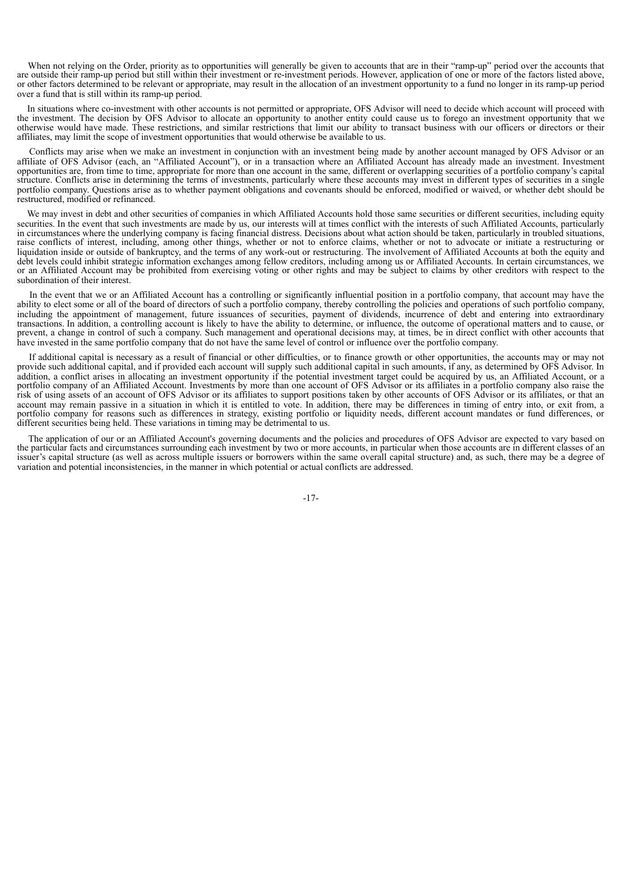When not relying on the Order, priority as to opportunities will generally be given to accounts that are in their "ramp-up" period over the accounts that are outside their ramp-up period but still within their investment or re-investment periods. However, application of one or more of the factors listed above, or other factors determined to be relevant or appropriate, may result in the allocation of an investment opportunity to a fund no longer in its ramp-up period over a fund that is still within its ramp-up period.

In situations where co-investment with other accounts is not permitted or appropriate, OFS Advisor will need to decide which account will proceed with the investment. The decision by OFS Advisor to allocate an opportunity to another entity could cause us to forego an investment opportunity that we otherwise would have made. These restrictions, and similar restrictions that limit our ability to transact business with our officers or directors or their affiliates, may limit the scope of investment opportunities that would otherwise be available to us.

Conflicts may arise when we make an investment in conjunction with an investment being made by another account managed by OFS Advisor or an affiliate of OFS Advisor (each, an "Affiliated Account"), or in a transaction where an Affiliated Account has already made an investment. Investment opportunities are, from time to time, appropriate for more than one account in the same, different or overlapping securities of a portfolio company's capital structure. Conflicts arise in determining the terms of investments, particularly where these accounts may invest in different types of securities in a single portfolio company. Questions arise as to whether payment obligations and covenants should be enforced, modified or waived, or whether debt should be restructured, modified or refinanced.

We may invest in debt and other securities of companies in which Affiliated Accounts hold those same securities or different securities, including equity securities. In the event that such investments are made by us, our interests will at times conflict with the interests of such Affiliated Accounts, particularly in circumstances where the underlying company is facing financial distress. Decisions about what action should be taken, particularly in troubled situations, raise conflicts of interest, including, among other things, whether or not to enforce claims, whether or not to advocate or initiate a restructuring or liquidation inside or outside of bankruptcy, and the terms of any work-out or restructuring. The involvement of Affiliated Accounts at both the equity and debt levels could inhibit strategic information exchanges among fellow creditors, including among us or Affiliated Accounts. In certain circumstances, we or an Affiliated Account may be prohibited from exercising voting or other rights and may be subject to claims by other creditors with respect to the subordination of their interest.

In the event that we or an Affiliated Account has a controlling or significantly influential position in a portfolio company, that account may have the ability to elect some or all of the board of directors of such a portfolio company, thereby controlling the policies and operations of such portfolio company, including the appointment of management, future issuances of securities, payment of dividends, incurrence of debt and entering into extraordinary transactions. In addition, a controlling account is likely to have the ability to determine, or influence, the outcome of operational matters and to cause, or prevent, a change in control of such a company. Such management and operational decisions may, at times, be in direct conflict with other accounts that have invested in the same portfolio company that do not have the same level of control or influence over the portfolio company.

If additional capital is necessary as a result of financial or other difficulties, or to finance growth or other opportunities, the accounts may or may not provide such additional capital, and if provided each account will supply such additional capital in such amounts, if any, as determined by OFS Advisor. In addition, a conflict arises in allocating an investment opportunity if the potential investment target could be acquired by us, an Affiliated Account, or a portfolio company of an Affiliated Account. Investments by more than one account of OFS Advisor or its affiliates in a portfolio company also raise the risk of using assets of an account of OFS Advisor or its affiliates to support positions taken by other accounts of OFS Advisor or its affiliates, or that an account may remain passive in a situation in which it is entitled to vote. In addition, there may be differences in timing of entry into, or exit from, a portfolio company for reasons such as differences in strategy, existing portfolio or liquidity needs, different account mandates or fund differences, or different securities being held. These variations in timing may be detrimental to us.

The application of our or an Affiliated Account's governing documents and the policies and procedures of OFS Advisor are expected to vary based on the particular facts and circumstances surrounding each investment by two or more accounts, in particular when those accounts are in different classes of an issuer's capital structure (as well as across multiple issuers or borrowers within the same overall capital structure) and, as such, there may be a degree of variation and potential inconsistencies, in the manner in which potential or actual conflicts are addressed.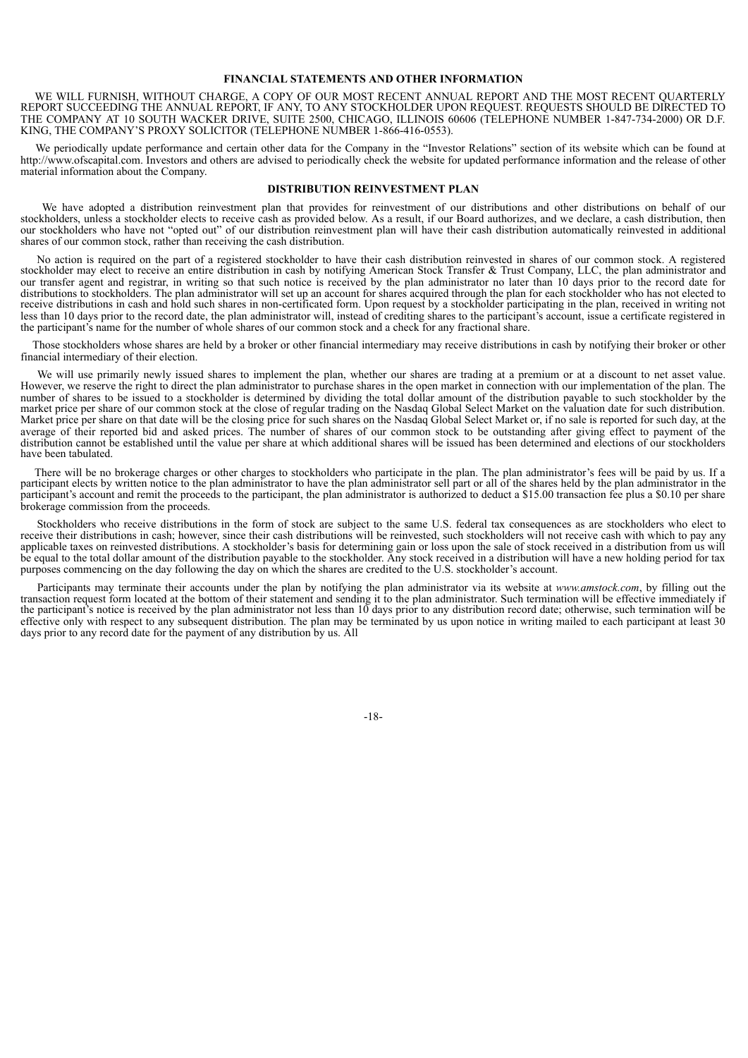## FINANCIAL STATEMENTS AND OTHER INFORMATION

WE WILL FURNISH, WITHOUT CHARGE, A COPY OF OUR MOST RECENT ANNUAL REPORT AND THE MOST RECENT QUARTERLY REPORT SUCCEEDING THE ANNUAL REPORT, IF ANY, TO ANY STOCKHOLDER UPON REQUEST. REQUESTS SHOULD BE DIRECTED TO THE COMPANY AT 10 SOUTH WACKER DRIVE, SUITE 2500, CHICAGO, ILLINOIS 60606 (TELEPHONE NUMBER 1-847-734-2000) OR D.F. KING, THE COMPANY'S PROXY SOLICITOR (TELEPHONE NUMBER 1-866-416-0553).

We periodically update performance and certain other data for the Company in the "Investor Relations" section of its website which can be found at http://www.ofscapital.com. Investors and others are advised to periodically check the website for updated performance information and the release of other material information about the Company.

## DISTRIBUTION REINVESTMENT PLAN

We have adopted a distribution reinvestment plan that provides for reinvestment of our distributions and other distributions on behalf of our stockholders, unless a stockholder elects to receive cash as provided below. As a result, if our Board authorizes, and we declare, a cash distribution, then our stockholders who have not "opted out" of our distribution reinvestment plan will have their cash distribution automatically reinvested in additional shares of our common stock, rather than receiving the cash distribution.

No action is required on the part of a registered stockholder to have their cash distribution reinvested in shares of our common stock. A registered stockholder may elect to receive an entire distribution in cash by notifying American Stock Transfer & Trust Company, LLC, the plan administrator and our transfer agent and registrar, in writing so that such notice is received by the plan administrator no later than 10 days prior to the record date for distributions to stockholders. The plan administrator will set up an account for shares acquired through the plan for each stockholder who has not elected to receive distributions in cash and hold such shares in non-certificated form. Upon request by a stockholder participating in the plan, received in writing not less than 10 days prior to the record date, the plan administrator will, instead of crediting shares to the participant's account, issue a certificate registered in the participant's name for the number of whole shares of our common stock and a check for any fractional share.

Those stockholders whose shares are held by a broker or other financial intermediary may receive distributions in cash by notifying their broker or other financial intermediary of their election.

We will use primarily newly issued shares to implement the plan, whether our shares are trading at a premium or at a discount to net asset value. However, we reserve the right to direct the plan administrator to purchase shares in the open market in connection with our implementation of the plan. The number of shares to be issued to a stockholder is determined by dividing the total dollar amount of the distribution payable to such stockholder by the market price per share of our common stock at the close of regular trading on the Nasdaq Global Select Market on the valuation date for such distribution. Market price per share on that date will be the closing price for such shares on the Nasdaq Global Select Market or, if no sale is reported for such day, at the average of their reported bid and asked prices. The number of shares of our common stock to be outstanding after giving effect to payment of the distribution cannot be established until the value per share at which additional shares will be issued has been determined and elections of our stockholders have been tabulated.

There will be no brokerage charges or other charges to stockholders who participate in the plan. The plan administrator's fees will be paid by us. If a participant elects by written notice to the plan administrator to have the plan administrator sell part or all of the shares held by the plan administrator in the participant's account and remit the proceeds to the participant, the plan administrator is authorized to deduct a $15.00 transaction fee plus a $0.10 per share brokerage commission from the proceeds.

Stockholders who receive distributions in the form of stock are subject to the same U.S. federal tax consequences as are stockholders who elect to receive their distributions in cash; however, since their cash distributions will be reinvested, such stockholders will not receive cash with which to pay any applicable taxes on reinvested distributions. A stockholder's basis for determining gain or loss upon the sale of stock received in a distribution from us will be equal to the total dollar amount of the distribution payable to the stockholder. Any stock received in a distribution will have a new holding period for tax purposes commencing on the day following the day on which the shares are credited to the U.S. stockholder's account.

Participants may terminate their accounts under the plan by notifying the plan administrator via its website at *www.amstock.com*, by filling out the transaction request form located at the bottom of their statement and sending it to the plan administrator. Such termination will be effective immediately if the participant's notice is received by the plan administrator not less than 10 days prior to any distribution record date; otherwise, such termination will be effective only with respect to any subsequent distribution. The plan may be terminated by us upon notice in writing mailed to each participant at least 30 days prior to any record date for the payment of any distribution by us. All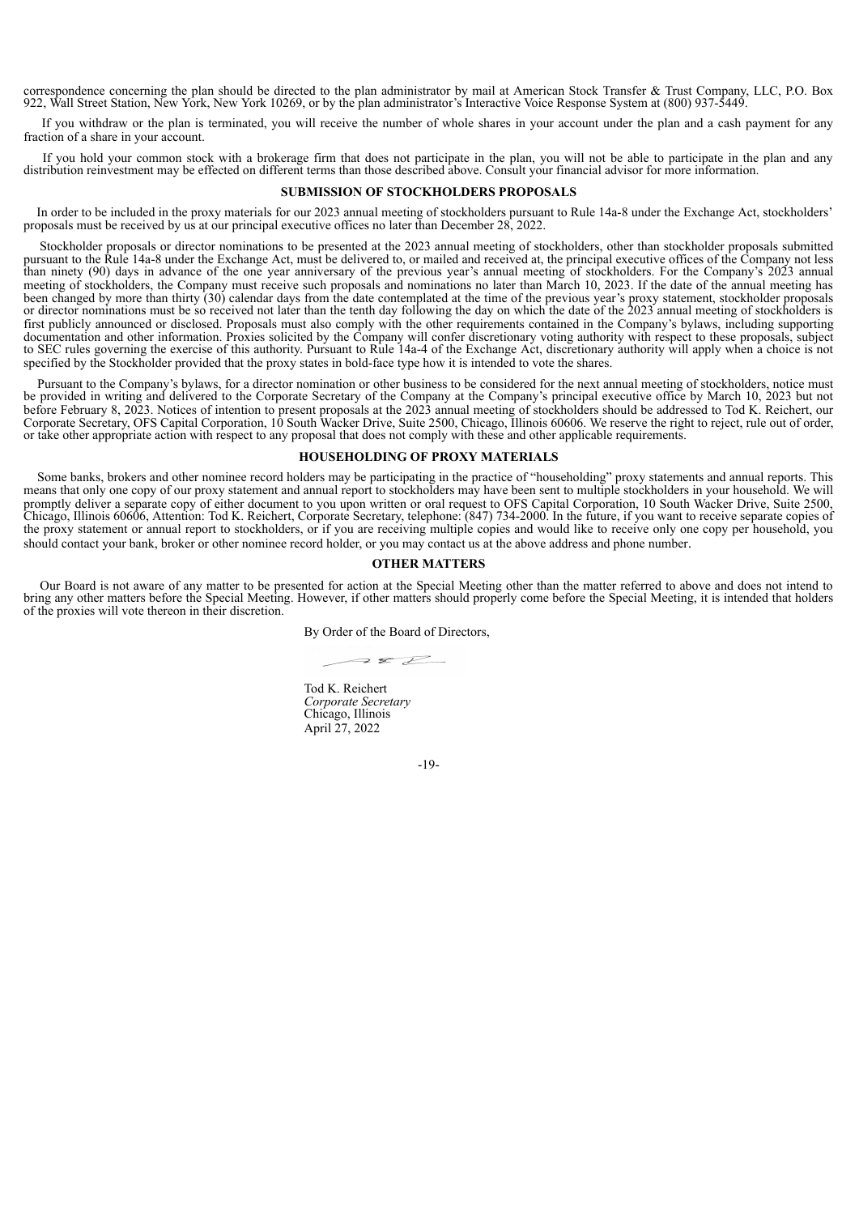correspondence concerning the plan should be directed to the plan administrator by mail at American Stock Transfer & Trust Company, LLC, P.O. Box 922, Wall Street Station, New York, New York 10269, or by the plan administrator's Interactive Voice Response System at (800) 937-5449.

If you withdraw or the plan is terminated, you will receive the number of whole shares in your account under the plan and a cash payment for any fraction of a share in your account.

If you hold your common stock with a brokerage firm that does not participate in the plan, you will not be able to participate in the plan and any distribution reinvestment may be effected on different terms than those described above. Consult your financial advisor for more information.

## SUBMISSION OF STOCKHOLDERS PROPOSALS

In order to be included in the proxy materials for our 2023 annual meeting of stockholders pursuant to Rule 14a-8 under the Exchange Act, stockholders' proposals must be received by us at our principal executive offices no later than December 28, 2022.

Stockholder proposals or director nominations to be presented at the 2023 annual meeting of stockholders, other than stockholder proposals submitted pursuant to the Rule 14a-8 under the Exchange Act, must be delivered to, or mailed and received at, the principal executive offices of the Company not less than ninety (90) days in advance of the one year anniversary of the previous year's annual meeting of stockholders. For the Company's 2023 annual meeting of stockholders, the Company must receive such proposals and nominations no later than March 10, 2023. If the date of the annual meeting has been changed by more than thirty (30) calendar days from the date contemplated at the time of the previous year's proxy statement, stockholder proposals or director nominations must be so received not later than the tenth day following the day on which the date of the 2023 annual meeting of stockholders is first publicly announced or disclosed. Proposals must also comply with the other requirements contained in the Company's bylaws, including supporting documentation and other information. Proxies solicited by the Company will confer discretionary voting authority with respect to these proposals, subject to SEC rules governing the exercise of this authority. Pursuant to Rule 14a-4 of the Exchange Act, discretionary authority will apply when a choice is not specified by the Stockholder provided that the proxy states in bold-face type how it is intended to vote the shares.

Pursuant to the Company's bylaws, for a director nomination or other business to be considered for the next annual meeting of stockholders, notice must be provided in writing and delivered to the Corporate Secretary of the Company at the Company's principal executive office by March 10, 2023 but not before February 8, 2023. Notices of intention to present proposals at the 2023 annual meeting of stockholders should be addressed to Tod K. Reichert, our Corporate Secretary, OFS Capital Corporation, 10 South Wacker Drive, Suite 2500, Chicago, Illinois 60606. We reserve the right to reject, rule out of order, or take other appropriate action with respect to any proposal that does not comply with these and other applicable requirements.

## HOUSEHOLDING OF PROXY MATERIALS

Some banks, brokers and other nominee record holders may be participating in the practice of "householding" proxy statements and annual reports. This means that only one copy of our proxy statement and annual report to stockholders may have been sent to multiple stockholders in your household. We will promptly deliver a separate copy of either document to you upon written or oral request to OFS Capital Corporation, 10 South Wacker Drive, Suite 2500, Chicago, Illinois 60606, Attention: Tod K. Reichert, Corporate Secretary, telephone: (847) 734-2000. In the future, if you want to receive separate copies of the proxy statement or annual report to stockholders, or if you are receiving multiple copies and would like to receive only one copy per household, you should contact your bank, broker or other nominee record holder, or you may contact us at the above address and phone number.

## OTHER MATTERS

Our Board is not aware of any matter to be presented for action at the Special Meeting other than the matter referred to above and does not intend to bring any other matters before the Special Meeting. However, if other matters should properly come before the Special Meeting, it is intended that holders of the proxies will vote thereon in their discretion.

By Order of the Board of Directors,

Tod K. Reichert
*Corporate Secretary*
Chicago, Illinois
April 27, 2022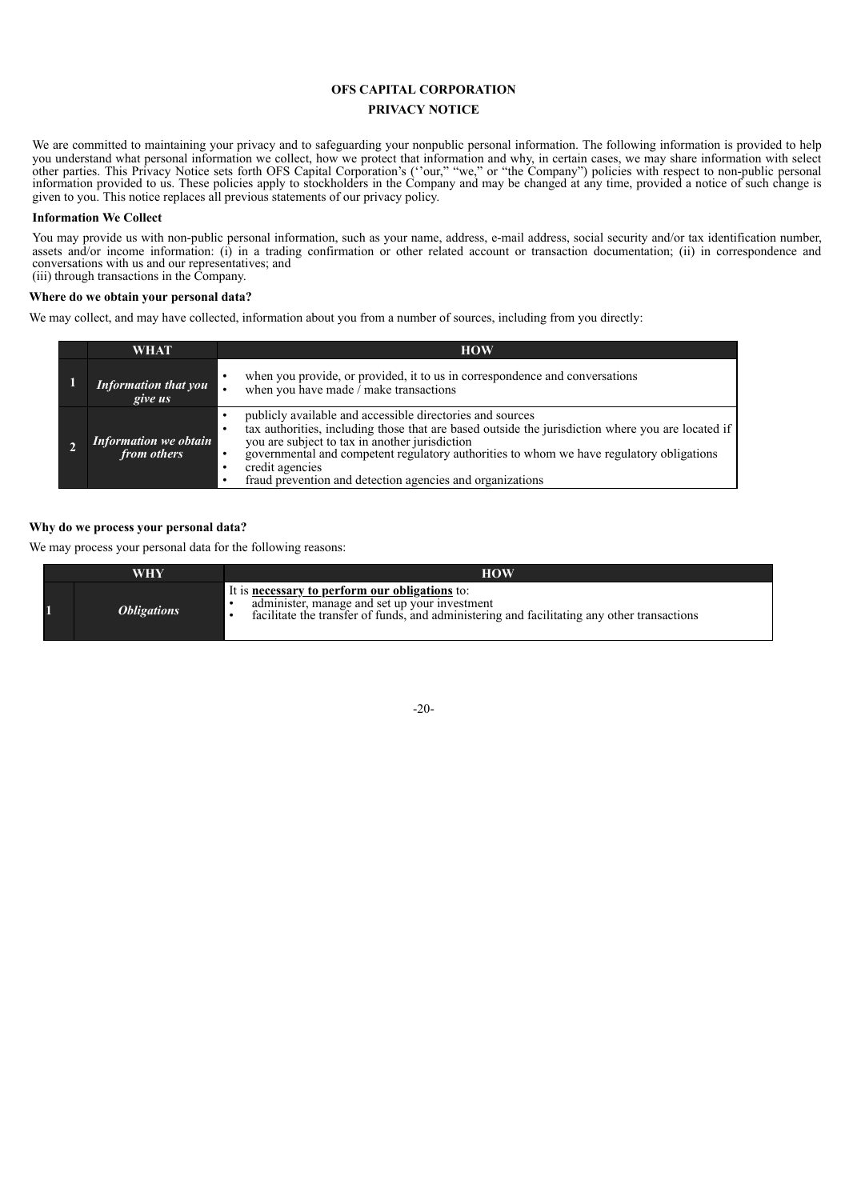# OFS CAPITAL CORPORATION

## PRIVACY NOTICE

We are committed to maintaining your privacy and to safeguarding your nonpublic personal information. The following information is provided to help you understand what personal information we collect, how we protect that information and why, in certain cases, we may share information with select other parties. This Privacy Notice sets forth OFS Capital Corporation's (''our," "we," or "the Company") policies with respect to non-public personal information provided to us. These policies apply to stockholders in the Company and may be changed at any time, provided a notice of such change is given to you. This notice replaces all previous statements of our privacy policy.

### Information We Collect

You may provide us with non-public personal information, such as your name, address, e-mail address, social security and/or tax identification number, assets and/or income information: (i) in a trading confirmation or other related account or transaction documentation; (ii) in correspondence and conversations with us and our representatives; and
(iii) through transactions in the Company.

### Where do we obtain your personal data?

We may collect, and may have collected, information about you from a number of sources, including from you directly:

| | WHAT | HOW |
|---|---|---|
| 1 | ***Information that you give us*** | • when you provide, or provided, it to us in correspondence and conversations<br>• when you have made / make transactions |
| 2 | ***Information we obtain from others*** | • publicly available and accessible directories and sources<br>• tax authorities, including those that are based outside the jurisdiction where you are located if you are subject to tax in another jurisdiction<br>• governmental and competent regulatory authorities to whom we have regulatory obligations<br>• credit agencies<br>• fraud prevention and detection agencies and organizations |

### Why do we process your personal data?

We may process your personal data for the following reasons:

| | WHY | HOW |
|---|---|---|
| 1 | ***Obligations*** | It is **necessary to perform our obligations** to:<br>• administer, manage and set up your investment<br>• facilitate the transfer of funds, and administering and facilitating any other transactions |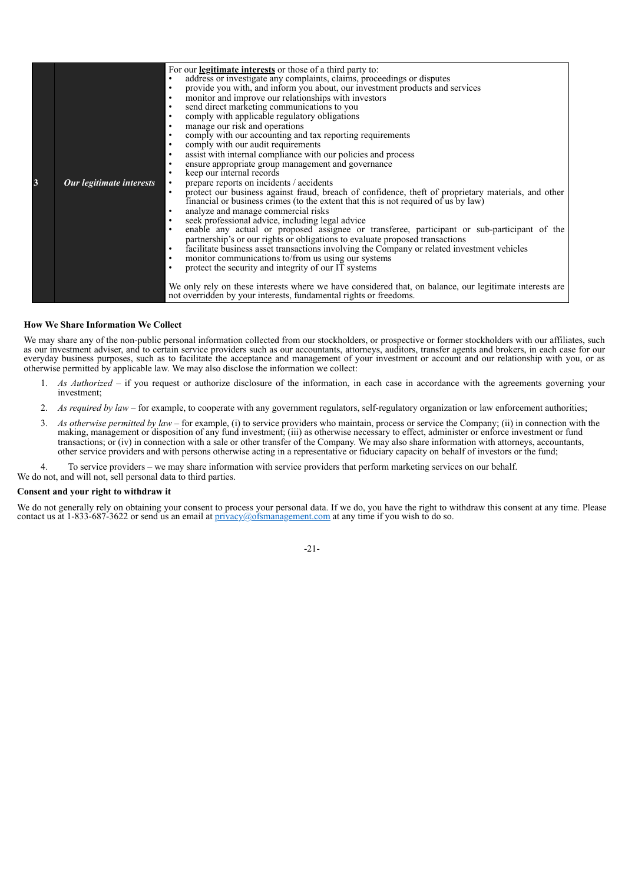| | | |
|---|---|---|
| **3** | ***Our legitimate interests*** | For our **legitimate interests** or those of a third party to:<br>• address or investigate any complaints, claims, proceedings or disputes<br>• provide you with, and inform you about, our investment products and services<br>• monitor and improve our relationships with investors<br>• send direct marketing communications to you<br>• comply with applicable regulatory obligations<br>• manage our risk and operations<br>• comply with our accounting and tax reporting requirements<br>• comply with our audit requirements<br>• assist with internal compliance with our policies and process<br>• ensure appropriate group management and governance<br>• keep our internal records<br>• prepare reports on incidents / accidents<br>• protect our business against fraud, breach of confidence, theft of proprietary materials, and other financial or business crimes (to the extent that this is not required of us by law)<br>• analyze and manage commercial risks<br>• seek professional advice, including legal advice<br>• enable any actual or proposed assignee or transferee, participant or sub-participant of the partnership's or our rights or obligations to evaluate proposed transactions<br>• facilitate business asset transactions involving the Company or related investment vehicles<br>• monitor communications to/from us using our systems<br>• protect the security and integrity of our IT systems<br><br>We only rely on these interests where we have considered that, on balance, our legitimate interests are not overridden by your interests, fundamental rights or freedoms. |

**How We Share Information We Collect**

We may share any of the non-public personal information collected from our stockholders, or prospective or former stockholders with our affiliates, such as our investment adviser, and to certain service providers such as our accountants, attorneys, auditors, transfer agents and brokers, in each case for our everyday business purposes, such as to facilitate the acceptance and management of your investment or account and our relationship with you, or as otherwise permitted by applicable law. We may also disclose the information we collect:

1. *As Authorized* – if you request or authorize disclosure of the information, in each case in accordance with the agreements governing your investment;
2. *As required by law* – for example, to cooperate with any government regulators, self-regulatory organization or law enforcement authorities;
3. *As otherwise permitted by law* – for example, (i) to service providers who maintain, process or service the Company; (ii) in connection with the making, management or disposition of any fund investment; (iii) as otherwise necessary to effect, administer or enforce investment or fund transactions; or (iv) in connection with a sale or other transfer of the Company. We may also share information with attorneys, accountants, other service providers and with persons otherwise acting in a representative or fiduciary capacity on behalf of investors or the fund;
4. To service providers – we may share information with service providers that perform marketing services on our behalf.

We do not, and will not, sell personal data to third parties.

**Consent and your right to withdraw it**

We do not generally rely on obtaining your consent to process your personal data. If we do, you have the right to withdraw this consent at any time. Please contact us at 1-833-687-3622 or send us an email at privacy@ofsmanagement.com at any time if you wish to do so.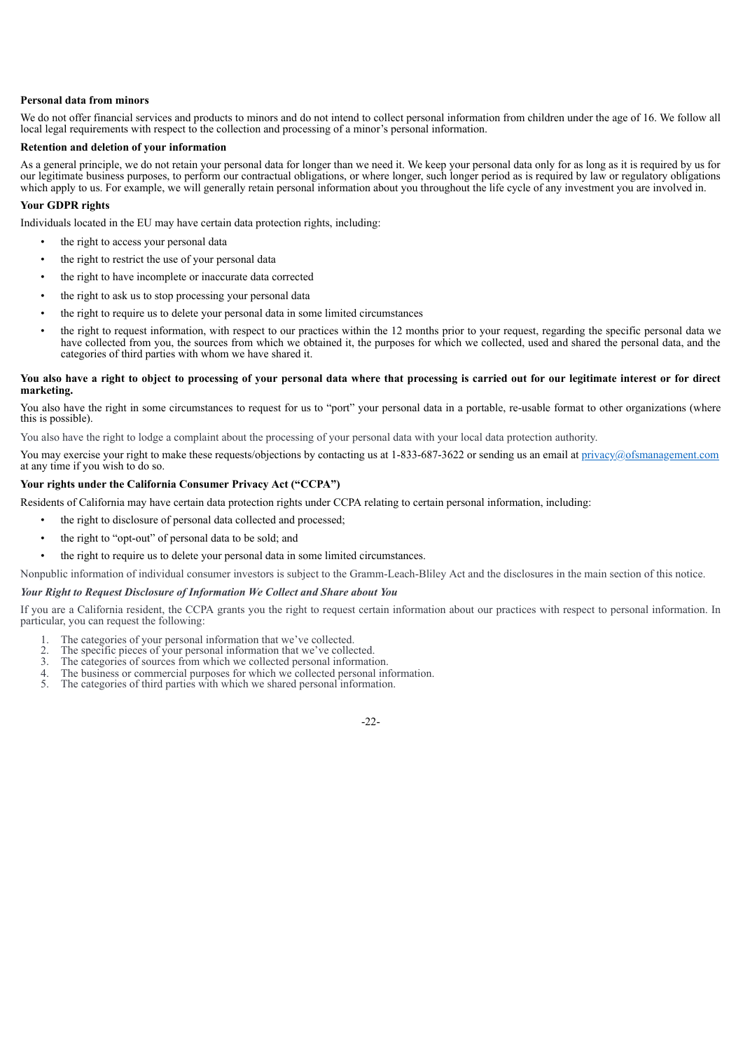**Personal data from minors**

We do not offer financial services and products to minors and do not intend to collect personal information from children under the age of 16. We follow all local legal requirements with respect to the collection and processing of a minor's personal information.

**Retention and deletion of your information**

As a general principle, we do not retain your personal data for longer than we need it. We keep your personal data only for as long as it is required by us for our legitimate business purposes, to perform our contractual obligations, or where longer, such longer period as is required by law or regulatory obligations which apply to us. For example, we will generally retain personal information about you throughout the life cycle of any investment you are involved in.

**Your GDPR rights**

Individuals located in the EU may have certain data protection rights, including:

- the right to access your personal data
- the right to restrict the use of your personal data
- the right to have incomplete or inaccurate data corrected
- the right to ask us to stop processing your personal data
- the right to require us to delete your personal data in some limited circumstances
- the right to request information, with respect to our practices within the 12 months prior to your request, regarding the specific personal data we have collected from you, the sources from which we obtained it, the purposes for which we collected, used and shared the personal data, and the categories of third parties with whom we have shared it.

**You also have a right to object to processing of your personal data where that processing is carried out for our legitimate interest or for direct marketing.**

You also have the right in some circumstances to request for us to "port" your personal data in a portable, re-usable format to other organizations (where this is possible).

You also have the right to lodge a complaint about the processing of your personal data with your local data protection authority.

You may exercise your right to make these requests/objections by contacting us at 1-833-687-3622 or sending us an email at privacy@ofsmanagement.com at any time if you wish to do so.

**Your rights under the California Consumer Privacy Act ("CCPA")**

Residents of California may have certain data protection rights under CCPA relating to certain personal information, including:

- the right to disclosure of personal data collected and processed;
- the right to "opt-out" of personal data to be sold; and
- the right to require us to delete your personal data in some limited circumstances.

Nonpublic information of individual consumer investors is subject to the Gramm-Leach-Bliley Act and the disclosures in the main section of this notice.

***Your Right to Request Disclosure of Information We Collect and Share about You***

If you are a California resident, the CCPA grants you the right to request certain information about our practices with respect to personal information. In particular, you can request the following:

1. The categories of your personal information that we've collected.
2. The specific pieces of your personal information that we've collected.
3. The categories of sources from which we collected personal information.
4. The business or commercial purposes for which we collected personal information.
5. The categories of third parties with which we shared personal information.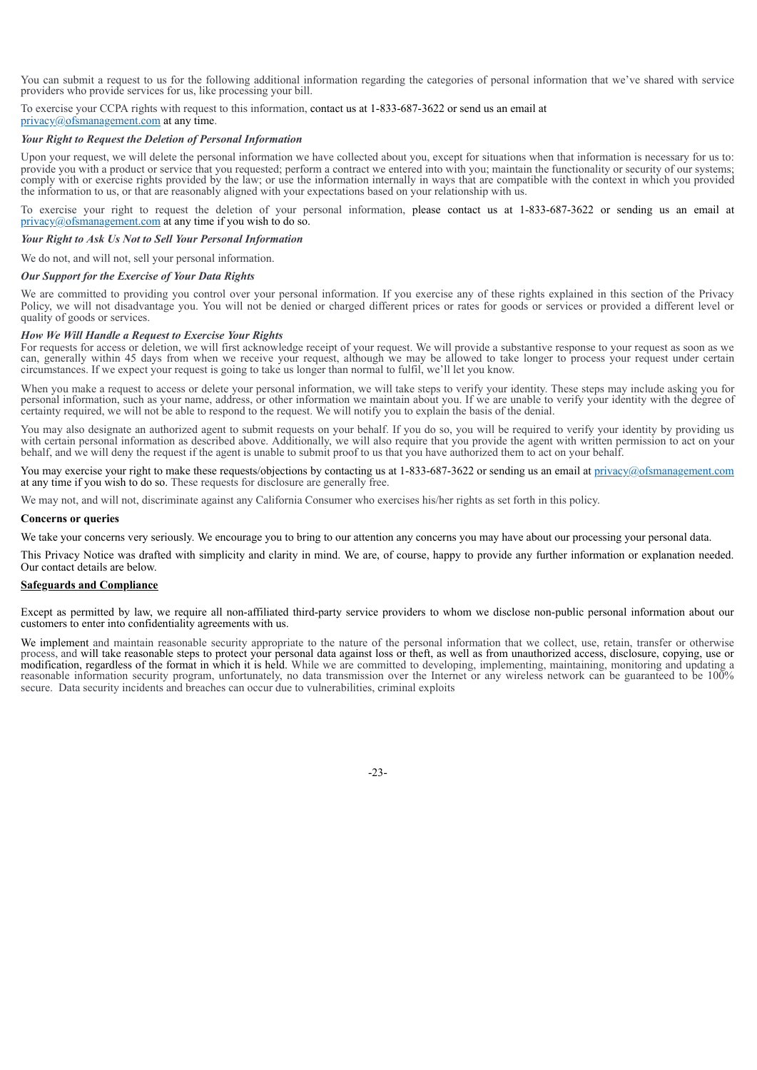You can submit a request to us for the following additional information regarding the categories of personal information that we've shared with service providers who provide services for us, like processing your bill.

To exercise your CCPA rights with request to this information, contact us at 1-833-687-3622 or send us an email at privacy@ofsmanagement.com at any time.

***Your Right to Request the Deletion of Personal Information***

Upon your request, we will delete the personal information we have collected about you, except for situations when that information is necessary for us to: provide you with a product or service that you requested; perform a contract we entered into with you; maintain the functionality or security of our systems; comply with or exercise rights provided by the law; or use the information internally in ways that are compatible with the context in which you provided the information to us, or that are reasonably aligned with your expectations based on your relationship with us.

To exercise your right to request the deletion of your personal information, please contact us at 1-833-687-3622 or sending us an email at privacy@ofsmanagement.com at any time if you wish to do so.

***Your Right to Ask Us Not to Sell Your Personal Information***

We do not, and will not, sell your personal information.

***Our Support for the Exercise of Your Data Rights***

We are committed to providing you control over your personal information. If you exercise any of these rights explained in this section of the Privacy Policy, we will not disadvantage you. You will not be denied or charged different prices or rates for goods or services or provided a different level or quality of goods or services.

***How We Will Handle a Request to Exercise Your Rights***

For requests for access or deletion, we will first acknowledge receipt of your request. We will provide a substantive response to your request as soon as we can, generally within 45 days from when we receive your request, although we may be allowed to take longer to process your request under certain circumstances. If we expect your request is going to take us longer than normal to fulfil, we'll let you know.

When you make a request to access or delete your personal information, we will take steps to verify your identity. These steps may include asking you for personal information, such as your name, address, or other information we maintain about you. If we are unable to verify your identity with the degree of certainty required, we will not be able to respond to the request. We will notify you to explain the basis of the denial.

You may also designate an authorized agent to submit requests on your behalf. If you do so, you will be required to verify your identity by providing us with certain personal information as described above. Additionally, we will also require that you provide the agent with written permission to act on your behalf, and we will deny the request if the agent is unable to submit proof to us that you have authorized them to act on your behalf.

You may exercise your right to make these requests/objections by contacting us at 1-833-687-3622 or sending us an email at privacy@ofsmanagement.com at any time if you wish to do so. These requests for disclosure are generally free.

We may not, and will not, discriminate against any California Consumer who exercises his/her rights as set forth in this policy.

**Concerns or queries**

We take your concerns very seriously. We encourage you to bring to our attention any concerns you may have about our processing your personal data.

This Privacy Notice was drafted with simplicity and clarity in mind. We are, of course, happy to provide any further information or explanation needed. Our contact details are below.

**Safeguards and Compliance**

Except as permitted by law, we require all non-affiliated third-party service providers to whom we disclose non-public personal information about our customers to enter into confidentiality agreements with us.

We implement and maintain reasonable security appropriate to the nature of the personal information that we collect, use, retain, transfer or otherwise process, and will take reasonable steps to protect your personal data against loss or theft, as well as from unauthorized access, disclosure, copying, use or modification, regardless of the format in which it is held. While we are committed to developing, implementing, maintaining, monitoring and updating a reasonable information security program, unfortunately, no data transmission over the Internet or any wireless network can be guaranteed to be 100% secure. Data security incidents and breaches can occur due to vulnerabilities, criminal exploits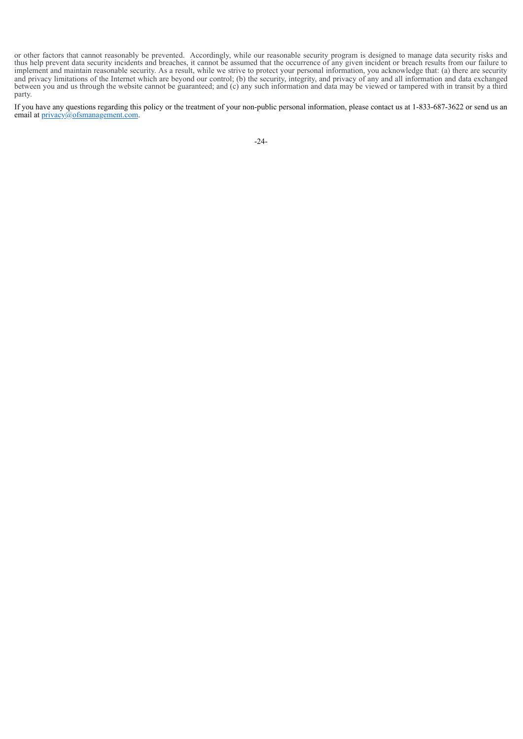or other factors that cannot reasonably be prevented. Accordingly, while our reasonable security program is designed to manage data security risks and thus help prevent data security incidents and breaches, it cannot be assumed that the occurrence of any given incident or breach results from our failure to implement and maintain reasonable security. As a result, while we strive to protect your personal information, you acknowledge that: (a) there are security and privacy limitations of the Internet which are beyond our control; (b) the security, integrity, and privacy of any and all information and data exchanged between you and us through the website cannot be guaranteed; and (c) any such information and data may be viewed or tampered with in transit by a third party.

If you have any questions regarding this policy or the treatment of your non-public personal information, please contact us at 1-833-687-3622 or send us an email at privacy@ofsmanagement.com.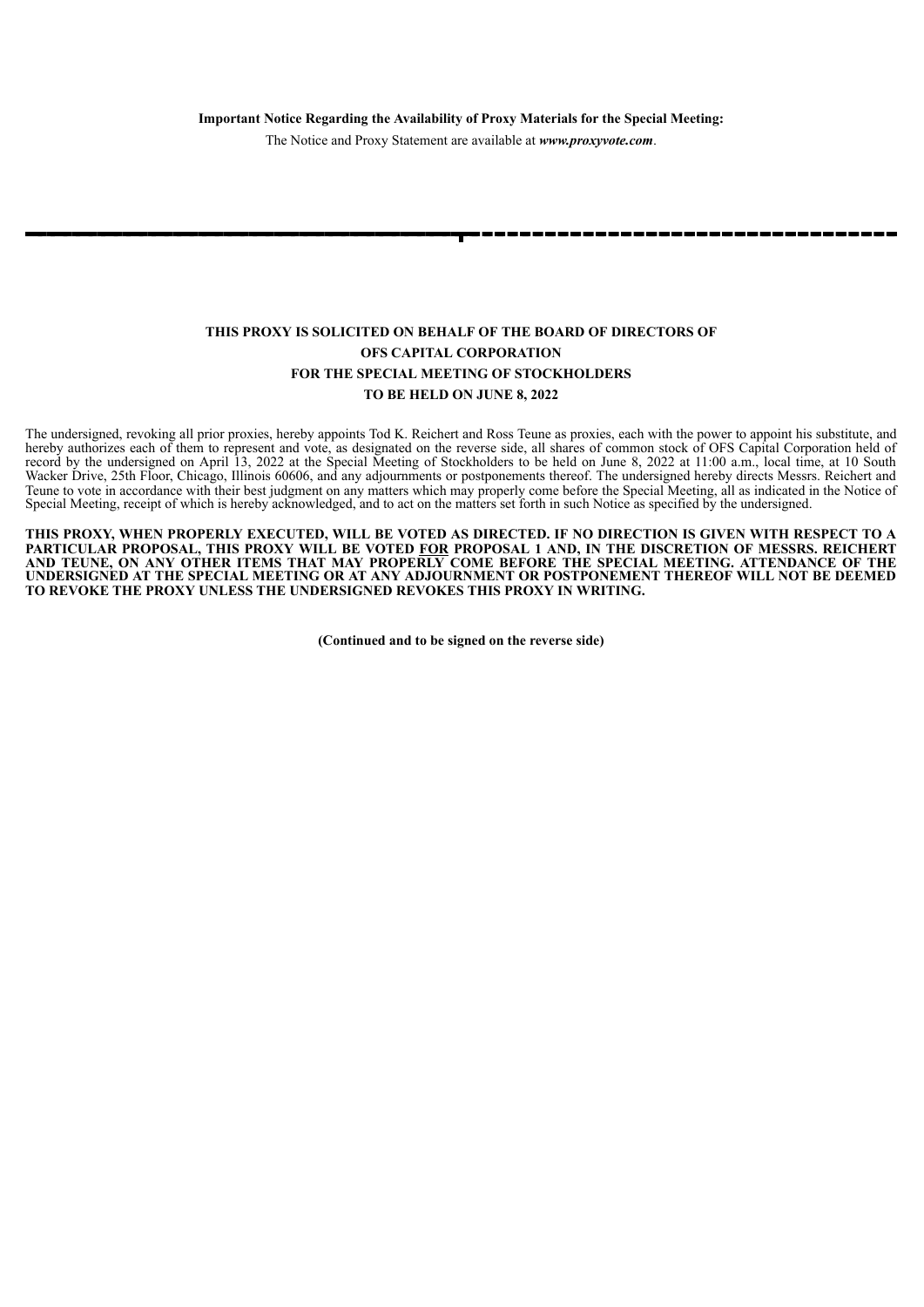**Important Notice Regarding the Availability of Proxy Materials for the Special Meeting:**

The Notice and Proxy Statement are available at ***www.proxyvote.com***.

**THIS PROXY IS SOLICITED ON BEHALF OF THE BOARD OF DIRECTORS OF**
**OFS CAPITAL CORPORATION**
**FOR THE SPECIAL MEETING OF STOCKHOLDERS**
**TO BE HELD ON JUNE 8, 2022**

The undersigned, revoking all prior proxies, hereby appoints Tod K. Reichert and Ross Teune as proxies, each with the power to appoint his substitute, and hereby authorizes each of them to represent and vote, as designated on the reverse side, all shares of common stock of OFS Capital Corporation held of record by the undersigned on April 13, 2022 at the Special Meeting of Stockholders to be held on June 8, 2022 at 11:00 a.m., local time, at 10 South Wacker Drive, 25th Floor, Chicago, Illinois 60606, and any adjournments or postponements thereof. The undersigned hereby directs Messrs. Reichert and Teune to vote in accordance with their best judgment on any matters which may properly come before the Special Meeting, all as indicated in the Notice of Special Meeting, receipt of which is hereby acknowledged, and to act on the matters set forth in such Notice as specified by the undersigned.

**THIS PROXY, WHEN PROPERLY EXECUTED, WILL BE VOTED AS DIRECTED. IF NO DIRECTION IS GIVEN WITH RESPECT TO A PARTICULAR PROPOSAL, THIS PROXY WILL BE VOTED <u>FOR</u> PROPOSAL 1 AND, IN THE DISCRETION OF MESSRS. REICHERT AND TEUNE, ON ANY OTHER ITEMS THAT MAY PROPERLY COME BEFORE THE SPECIAL MEETING. ATTENDANCE OF THE UNDERSIGNED AT THE SPECIAL MEETING OR AT ANY ADJOURNMENT OR POSTPONEMENT THEREOF WILL NOT BE DEEMED TO REVOKE THE PROXY UNLESS THE UNDERSIGNED REVOKES THIS PROXY IN WRITING.**

**(Continued and to be signed on the reverse side)**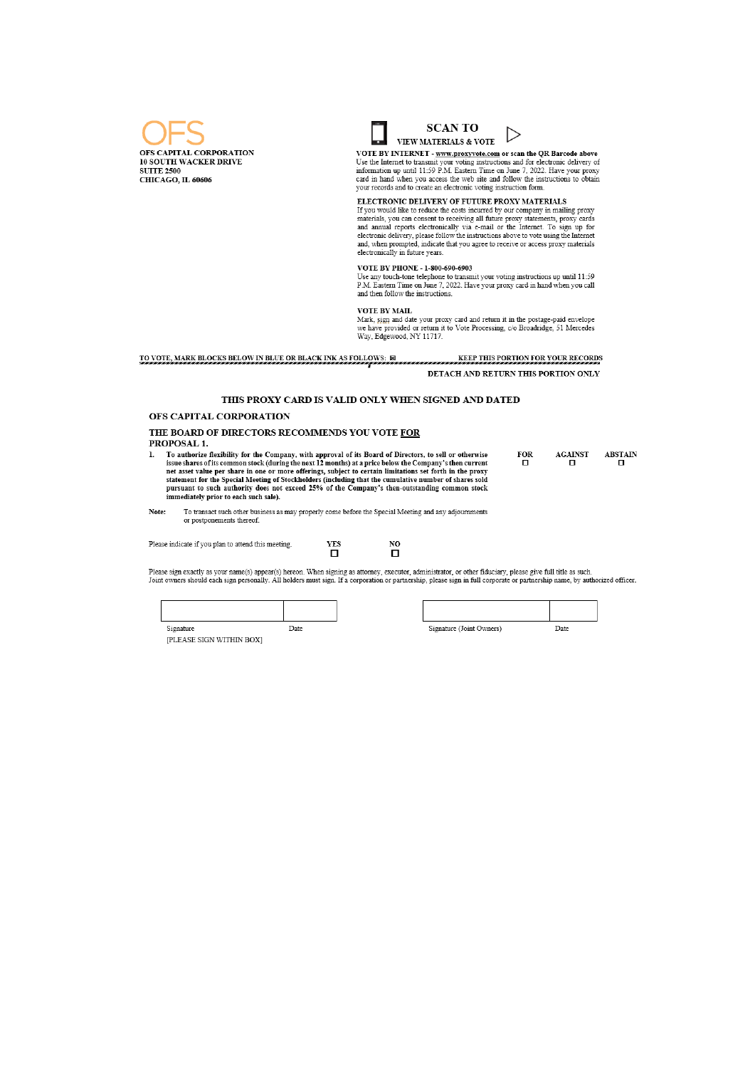OFS

**OFS CAPITAL CORPORATION**
**10 SOUTH WACKER DRIVE**
**SUITE 2500**
**CHICAGO, IL 60606**

**SCAN TO**
**VIEW MATERIALS & VOTE**

**VOTE BY INTERNET - www.proxyvote.com or scan the QR Barcode above**
Use the Internet to transmit your voting instructions and for electronic delivery of information up until 11:59 P.M. Eastern Time on June 7, 2022. Have your proxy card in hand when you access the web site and follow the instructions to obtain your records and to create an electronic voting instruction form.

**ELECTRONIC DELIVERY OF FUTURE PROXY MATERIALS**
If you would like to reduce the costs incurred by our company in mailing proxy materials, you can consent to receiving all future proxy statements, proxy cards and annual reports electronically via e-mail or the Internet. To sign up for electronic delivery, please follow the instructions above to vote using the Internet and, when prompted, indicate that you agree to receive or access proxy materials electronically in future years.

**VOTE BY PHONE - 1-800-690-6903**
Use any touch-tone telephone to transmit your voting instructions up until 11:59 P.M. Eastern Time on June 7, 2022. Have your proxy card in hand when you call and then follow the instructions.

**VOTE BY MAIL**
Mark, sign and date your proxy card and return it in the postage-paid envelope we have provided or return it to Vote Processing, c/o Broadridge, 51 Mercedes Way, Edgewood, NY 11717.

**TO VOTE, MARK BLOCKS BELOW IN BLUE OR BLACK INK AS FOLLOWS:** ☒ **KEEP THIS PORTION FOR YOUR RECORDS**

**DETACH AND RETURN THIS PORTION ONLY**

**THIS PROXY CARD IS VALID ONLY WHEN SIGNED AND DATED**

**OFS CAPITAL CORPORATION**

**THE BOARD OF DIRECTORS RECOMMENDS YOU VOTE FOR PROPOSAL 1.**

| | FOR | AGAINST | ABSTAIN |
|---|---|---|---|
| **1. To authorize flexibility for the Company, with approval of its Board of Directors, to sell or otherwise issue shares of its common stock (during the next 12 months) at a price below the Company's then current net asset value per share in one or more offerings, subject to certain limitations set forth in the proxy statement for the Special Meeting of Stockholders (including that the cumulative number of shares sold pursuant to such authority does not exceed 25% of the Company's then-outstanding common stock immediately prior to each such sale).** | ☐ | ☐ | ☐ |

**Note:** To transact such other business as may properly come before the Special Meeting and any adjournments or postponements thereof.

| | YES | NO |
|---|---|---|
| Please indicate if you plan to attend this meeting. | ☐ | ☐ |

Please sign exactly as your name(s) appear(s) hereon. When signing as attorney, executor, administrator, or other fiduciary, please give full title as such. Joint owners should each sign personally. All holders must sign. If a corporation or partnership, please sign in full corporate or partnership name, by authorized officer.

| Signature [PLEASE SIGN WITHIN BOX] | Date | Signature (Joint Owners) | Date |
|---|---|---|---|
| | | | |